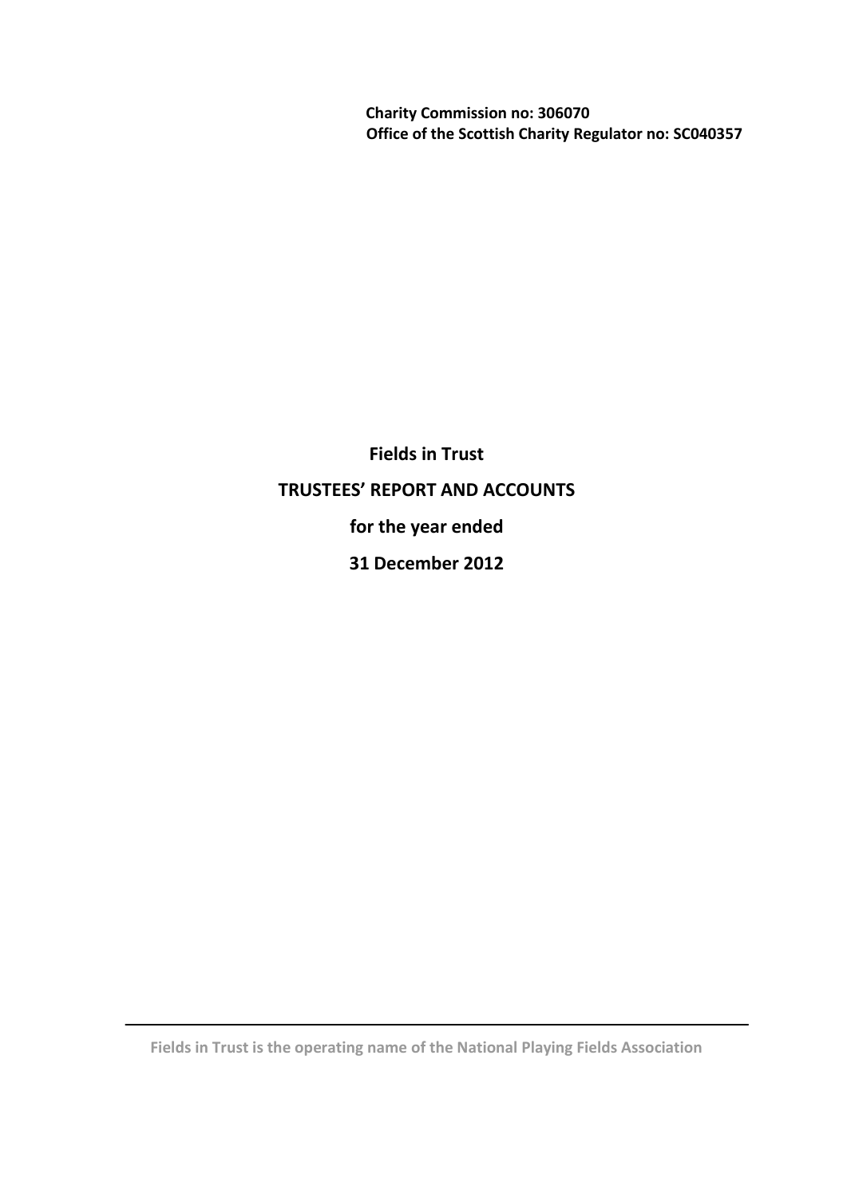**Charity Commission no: 306070**
**Office of the Scottish Charity Regulator no: SC040357**

# Fields in Trust

# TRUSTEES' REPORT AND ACCOUNTS

## for the year ended

## 31 December 2012

---

**Fields in Trust is the operating name of the National Playing Fields Association**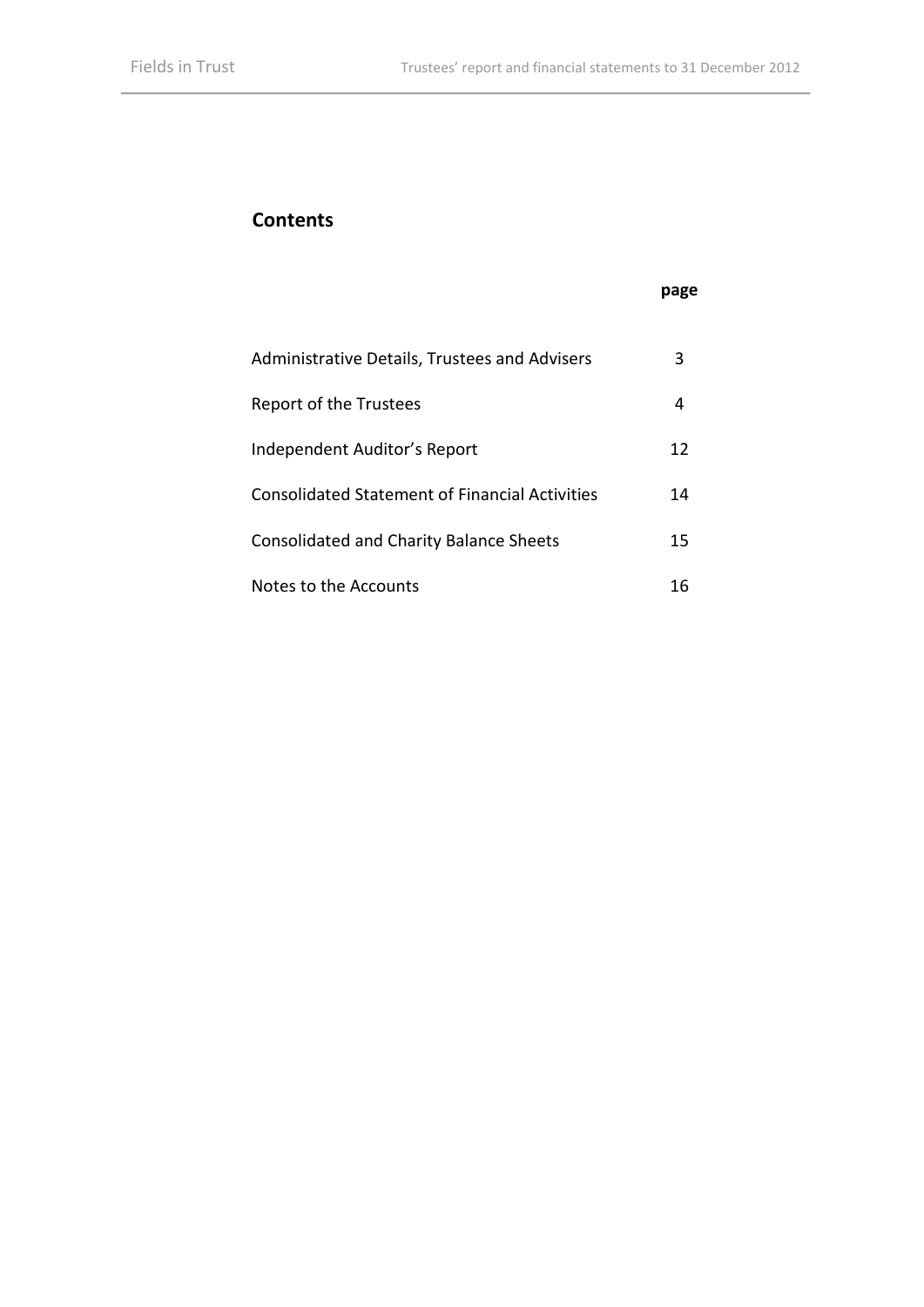## Contents

| | page |
|---|---|
| Administrative Details, Trustees and Advisers | 3 |
| Report of the Trustees | 4 |
| Independent Auditor's Report | 12 |
| Consolidated Statement of Financial Activities | 14 |
| Consolidated and Charity Balance Sheets | 15 |
| Notes to the Accounts | 16 |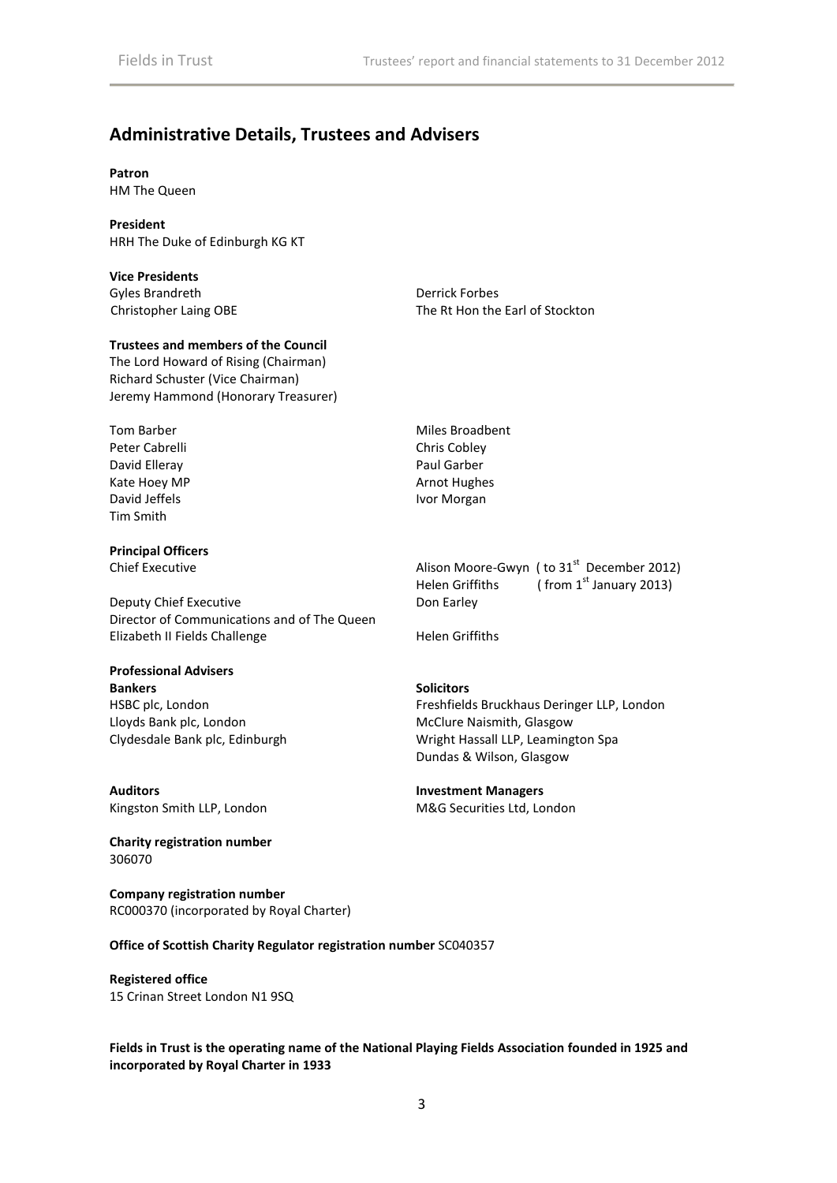## Administrative Details, Trustees and Advisers

**Patron**
HM The Queen

**President**
HRH The Duke of Edinburgh KG KT

**Vice Presidents**
Gyles Brandreth
Christopher Laing OBE
Derrick Forbes
The Rt Hon the Earl of Stockton

**Trustees and members of the Council**
The Lord Howard of Rising (Chairman)
Richard Schuster (Vice Chairman)
Jeremy Hammond (Honorary Treasurer)

Tom Barber
Peter Cabrelli
David Elleray
Kate Hoey MP
David Jeffels
Tim Smith
Miles Broadbent
Chris Cobley
Paul Garber
Arnot Hughes
Ivor Morgan

**Principal Officers**

Chief Executive: Alison Moore-Gwyn (to 31st December 2012); Helen Griffiths (from 1st January 2013)

Deputy Chief Executive: Don Earley

Director of Communications and of The Queen Elizabeth II Fields Challenge: Helen Griffiths

**Professional Advisers**

**Bankers**
HSBC plc, London
Lloyds Bank plc, London
Clydesdale Bank plc, Edinburgh

**Solicitors**
Freshfields Bruckhaus Deringer LLP, London
McClure Naismith, Glasgow
Wright Hassall LLP, Leamington Spa
Dundas & Wilson, Glasgow

**Auditors**
Kingston Smith LLP, London

**Investment Managers**
M&G Securities Ltd, London

**Charity registration number**
306070

**Company registration number**
RC000370 (incorporated by Royal Charter)

**Office of Scottish Charity Regulator registration number** SC040357

**Registered office**
15 Crinan Street London N1 9SQ

**Fields in Trust is the operating name of the National Playing Fields Association founded in 1925 and incorporated by Royal Charter in 1933**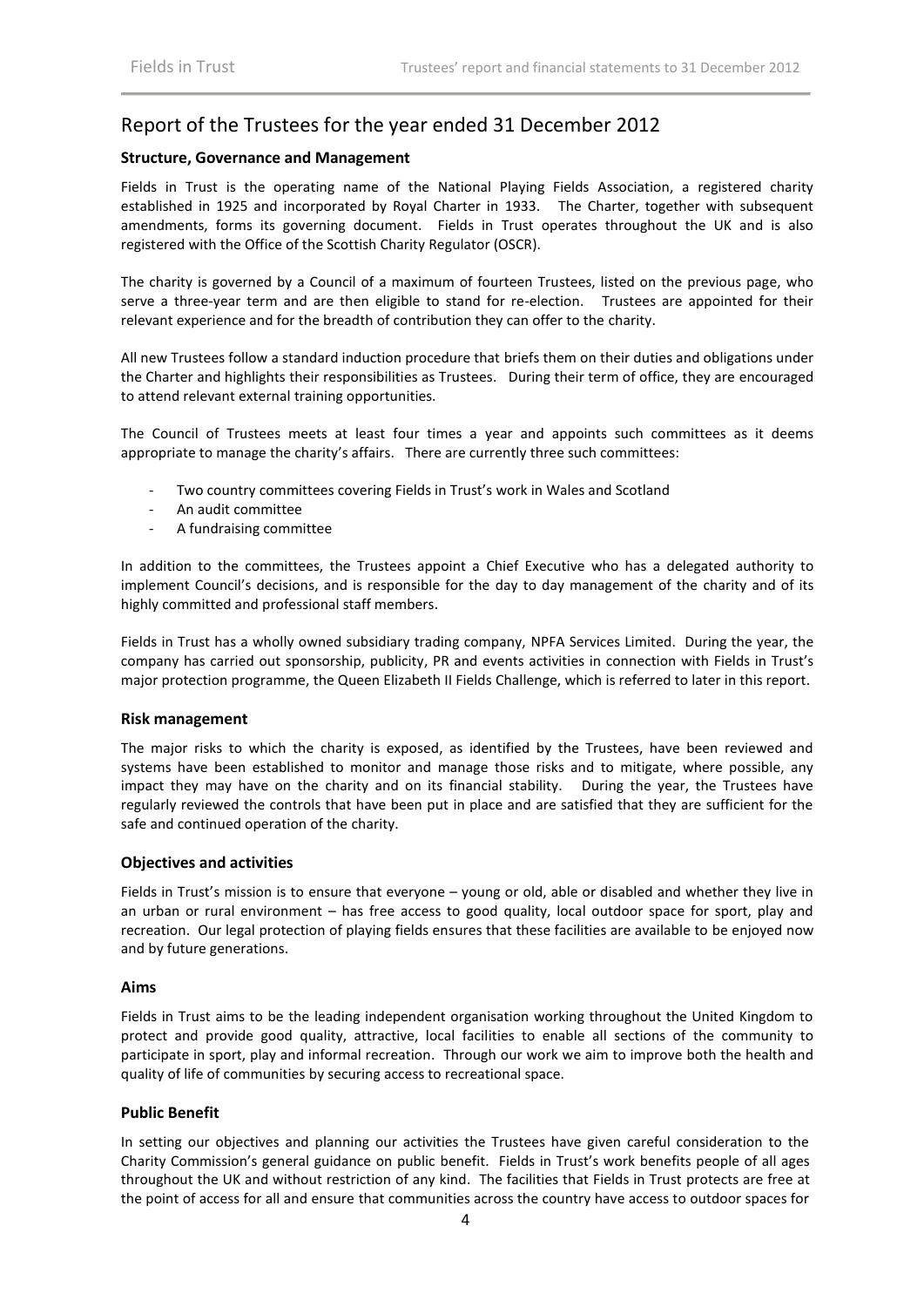## Report of the Trustees for the year ended 31 December 2012

### Structure, Governance and Management

Fields in Trust is the operating name of the National Playing Fields Association, a registered charity established in 1925 and incorporated by Royal Charter in 1933. The Charter, together with subsequent amendments, forms its governing document. Fields in Trust operates throughout the UK and is also registered with the Office of the Scottish Charity Regulator (OSCR).

The charity is governed by a Council of a maximum of fourteen Trustees, listed on the previous page, who serve a three-year term and are then eligible to stand for re-election. Trustees are appointed for their relevant experience and for the breadth of contribution they can offer to the charity.

All new Trustees follow a standard induction procedure that briefs them on their duties and obligations under the Charter and highlights their responsibilities as Trustees. During their term of office, they are encouraged to attend relevant external training opportunities.

The Council of Trustees meets at least four times a year and appoints such committees as it deems appropriate to manage the charity's affairs. There are currently three such committees:

- Two country committees covering Fields in Trust's work in Wales and Scotland
- An audit committee
- A fundraising committee

In addition to the committees, the Trustees appoint a Chief Executive who has a delegated authority to implement Council's decisions, and is responsible for the day to day management of the charity and of its highly committed and professional staff members.

Fields in Trust has a wholly owned subsidiary trading company, NPFA Services Limited. During the year, the company has carried out sponsorship, publicity, PR and events activities in connection with Fields in Trust's major protection programme, the Queen Elizabeth II Fields Challenge, which is referred to later in this report.

### Risk management

The major risks to which the charity is exposed, as identified by the Trustees, have been reviewed and systems have been established to monitor and manage those risks and to mitigate, where possible, any impact they may have on the charity and on its financial stability. During the year, the Trustees have regularly reviewed the controls that have been put in place and are satisfied that they are sufficient for the safe and continued operation of the charity.

### Objectives and activities

Fields in Trust's mission is to ensure that everyone – young or old, able or disabled and whether they live in an urban or rural environment – has free access to good quality, local outdoor space for sport, play and recreation. Our legal protection of playing fields ensures that these facilities are available to be enjoyed now and by future generations.

### Aims

Fields in Trust aims to be the leading independent organisation working throughout the United Kingdom to protect and provide good quality, attractive, local facilities to enable all sections of the community to participate in sport, play and informal recreation. Through our work we aim to improve both the health and quality of life of communities by securing access to recreational space.

### Public Benefit

In setting our objectives and planning our activities the Trustees have given careful consideration to the Charity Commission's general guidance on public benefit. Fields in Trust's work benefits people of all ages throughout the UK and without restriction of any kind. The facilities that Fields in Trust protects are free at the point of access for all and ensure that communities across the country have access to outdoor spaces for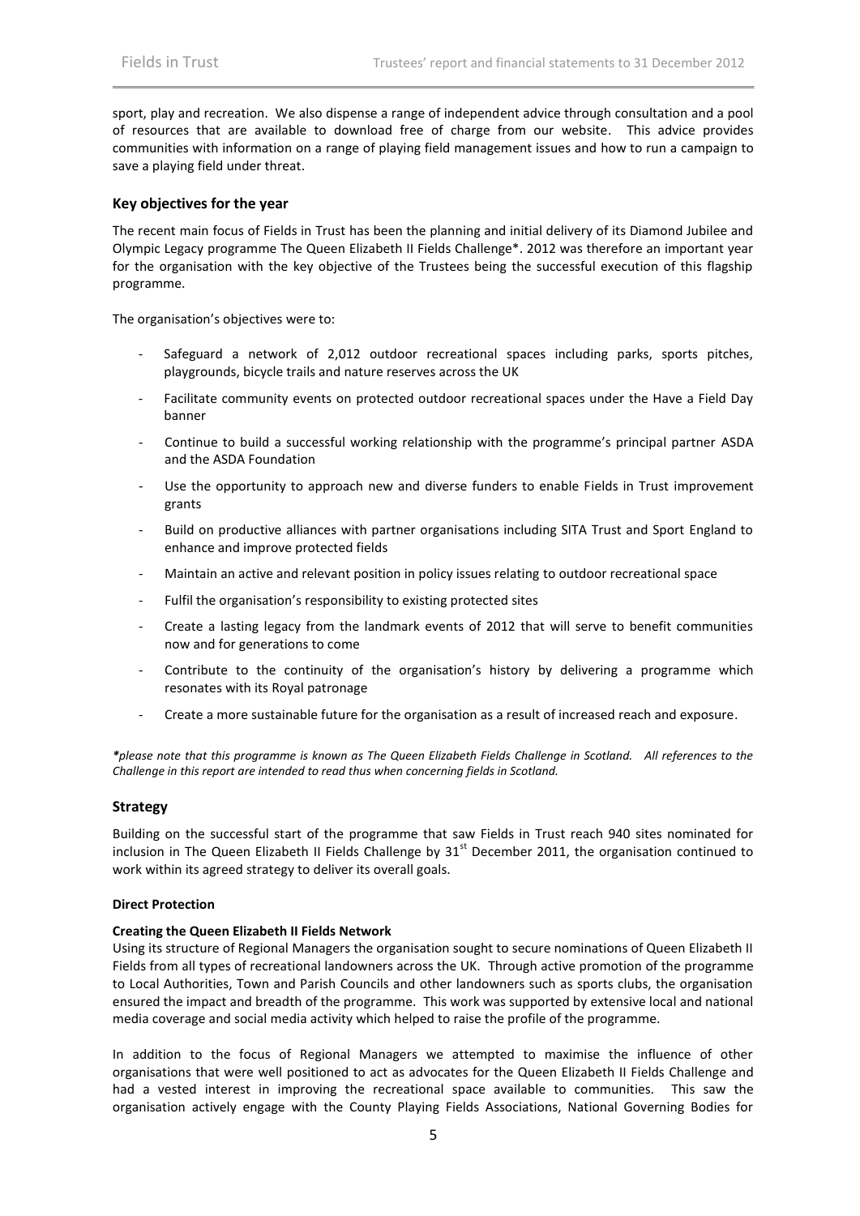sport, play and recreation. We also dispense a range of independent advice through consultation and a pool of resources that are available to download free of charge from our website. This advice provides communities with information on a range of playing field management issues and how to run a campaign to save a playing field under threat.

## Key objectives for the year

The recent main focus of Fields in Trust has been the planning and initial delivery of its Diamond Jubilee and Olympic Legacy programme The Queen Elizabeth II Fields Challenge*. 2012 was therefore an important year for the organisation with the key objective of the Trustees being the successful execution of this flagship programme.

The organisation's objectives were to:

- Safeguard a network of 2,012 outdoor recreational spaces including parks, sports pitches, playgrounds, bicycle trails and nature reserves across the UK
- Facilitate community events on protected outdoor recreational spaces under the Have a Field Day banner
- Continue to build a successful working relationship with the programme's principal partner ASDA and the ASDA Foundation
- Use the opportunity to approach new and diverse funders to enable Fields in Trust improvement grants
- Build on productive alliances with partner organisations including SITA Trust and Sport England to enhance and improve protected fields
- Maintain an active and relevant position in policy issues relating to outdoor recreational space
- Fulfil the organisation's responsibility to existing protected sites
- Create a lasting legacy from the landmark events of 2012 that will serve to benefit communities now and for generations to come
- Contribute to the continuity of the organisation's history by delivering a programme which resonates with its Royal patronage
- Create a more sustainable future for the organisation as a result of increased reach and exposure.

*\*please note that this programme is known as The Queen Elizabeth Fields Challenge in Scotland. All references to the Challenge in this report are intended to read thus when concerning fields in Scotland.*

## Strategy

Building on the successful start of the programme that saw Fields in Trust reach 940 sites nominated for inclusion in The Queen Elizabeth II Fields Challenge by 31st December 2011, the organisation continued to work within its agreed strategy to deliver its overall goals.

**Direct Protection**

**Creating the Queen Elizabeth II Fields Network**

Using its structure of Regional Managers the organisation sought to secure nominations of Queen Elizabeth II Fields from all types of recreational landowners across the UK. Through active promotion of the programme to Local Authorities, Town and Parish Councils and other landowners such as sports clubs, the organisation ensured the impact and breadth of the programme. This work was supported by extensive local and national media coverage and social media activity which helped to raise the profile of the programme.

In addition to the focus of Regional Managers we attempted to maximise the influence of other organisations that were well positioned to act as advocates for the Queen Elizabeth II Fields Challenge and had a vested interest in improving the recreational space available to communities. This saw the organisation actively engage with the County Playing Fields Associations, National Governing Bodies for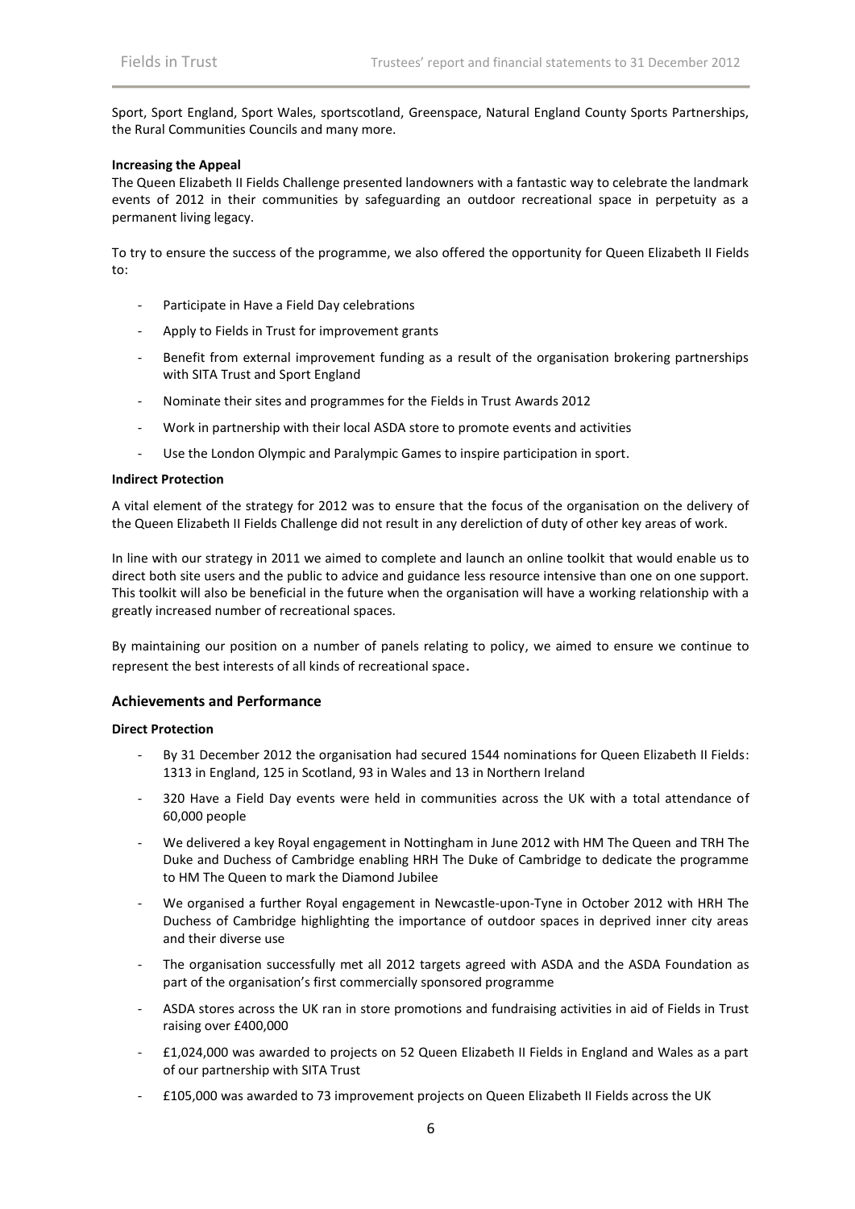Sport, Sport England, Sport Wales, sportscotland, Greenspace, Natural England County Sports Partnerships, the Rural Communities Councils and many more.

**Increasing the Appeal**

The Queen Elizabeth II Fields Challenge presented landowners with a fantastic way to celebrate the landmark events of 2012 in their communities by safeguarding an outdoor recreational space in perpetuity as a permanent living legacy.

To try to ensure the success of the programme, we also offered the opportunity for Queen Elizabeth II Fields to:

- Participate in Have a Field Day celebrations
- Apply to Fields in Trust for improvement grants
- Benefit from external improvement funding as a result of the organisation brokering partnerships with SITA Trust and Sport England
- Nominate their sites and programmes for the Fields in Trust Awards 2012
- Work in partnership with their local ASDA store to promote events and activities
- Use the London Olympic and Paralympic Games to inspire participation in sport.

**Indirect Protection**

A vital element of the strategy for 2012 was to ensure that the focus of the organisation on the delivery of the Queen Elizabeth II Fields Challenge did not result in any dereliction of duty of other key areas of work.

In line with our strategy in 2011 we aimed to complete and launch an online toolkit that would enable us to direct both site users and the public to advice and guidance less resource intensive than one on one support. This toolkit will also be beneficial in the future when the organisation will have a working relationship with a greatly increased number of recreational spaces.

By maintaining our position on a number of panels relating to policy, we aimed to ensure we continue to represent the best interests of all kinds of recreational space.

## Achievements and Performance

**Direct Protection**

- By 31 December 2012 the organisation had secured 1544 nominations for Queen Elizabeth II Fields: 1313 in England, 125 in Scotland, 93 in Wales and 13 in Northern Ireland
- 320 Have a Field Day events were held in communities across the UK with a total attendance of 60,000 people
- We delivered a key Royal engagement in Nottingham in June 2012 with HM The Queen and TRH The Duke and Duchess of Cambridge enabling HRH The Duke of Cambridge to dedicate the programme to HM The Queen to mark the Diamond Jubilee
- We organised a further Royal engagement in Newcastle-upon-Tyne in October 2012 with HRH The Duchess of Cambridge highlighting the importance of outdoor spaces in deprived inner city areas and their diverse use
- The organisation successfully met all 2012 targets agreed with ASDA and the ASDA Foundation as part of the organisation's first commercially sponsored programme
- ASDA stores across the UK ran in store promotions and fundraising activities in aid of Fields in Trust raising over £400,000
- £1,024,000 was awarded to projects on 52 Queen Elizabeth II Fields in England and Wales as a part of our partnership with SITA Trust
- £105,000 was awarded to 73 improvement projects on Queen Elizabeth II Fields across the UK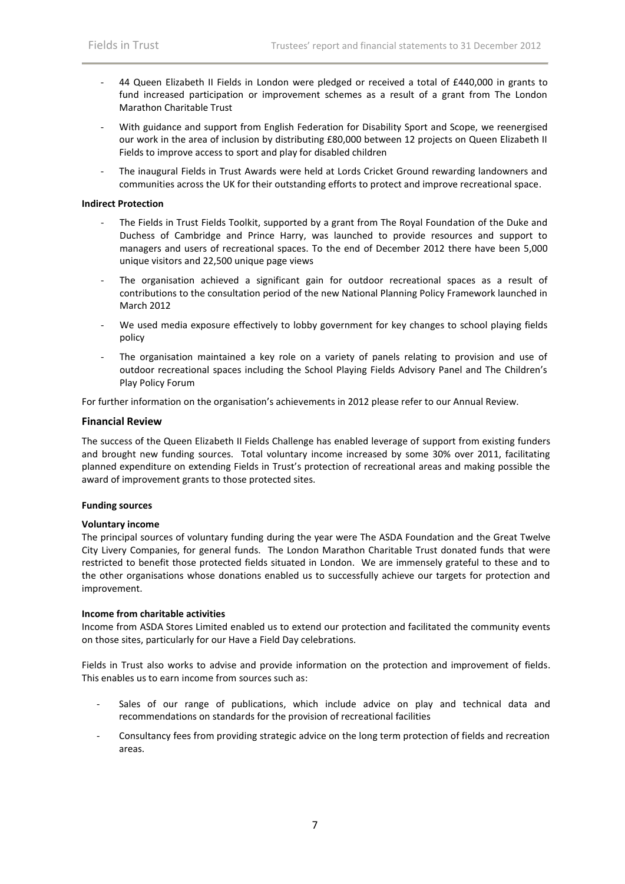- 44 Queen Elizabeth II Fields in London were pledged or received a total of £440,000 in grants to fund increased participation or improvement schemes as a result of a grant from The London Marathon Charitable Trust
- With guidance and support from English Federation for Disability Sport and Scope, we reenergised our work in the area of inclusion by distributing £80,000 between 12 projects on Queen Elizabeth II Fields to improve access to sport and play for disabled children
- The inaugural Fields in Trust Awards were held at Lords Cricket Ground rewarding landowners and communities across the UK for their outstanding efforts to protect and improve recreational space.

**Indirect Protection**

- The Fields in Trust Fields Toolkit, supported by a grant from The Royal Foundation of the Duke and Duchess of Cambridge and Prince Harry, was launched to provide resources and support to managers and users of recreational spaces. To the end of December 2012 there have been 5,000 unique visitors and 22,500 unique page views
- The organisation achieved a significant gain for outdoor recreational spaces as a result of contributions to the consultation period of the new National Planning Policy Framework launched in March 2012
- We used media exposure effectively to lobby government for key changes to school playing fields policy
- The organisation maintained a key role on a variety of panels relating to provision and use of outdoor recreational spaces including the School Playing Fields Advisory Panel and The Children's Play Policy Forum

For further information on the organisation's achievements in 2012 please refer to our Annual Review.

## Financial Review

The success of the Queen Elizabeth II Fields Challenge has enabled leverage of support from existing funders and brought new funding sources. Total voluntary income increased by some 30% over 2011, facilitating planned expenditure on extending Fields in Trust's protection of recreational areas and making possible the award of improvement grants to those protected sites.

**Funding sources**

**Voluntary income**

The principal sources of voluntary funding during the year were The ASDA Foundation and the Great Twelve City Livery Companies, for general funds. The London Marathon Charitable Trust donated funds that were restricted to benefit those protected fields situated in London. We are immensely grateful to these and to the other organisations whose donations enabled us to successfully achieve our targets for protection and improvement.

**Income from charitable activities**

Income from ASDA Stores Limited enabled us to extend our protection and facilitated the community events on those sites, particularly for our Have a Field Day celebrations.

Fields in Trust also works to advise and provide information on the protection and improvement of fields. This enables us to earn income from sources such as:

- Sales of our range of publications, which include advice on play and technical data and recommendations on standards for the provision of recreational facilities
- Consultancy fees from providing strategic advice on the long term protection of fields and recreation areas.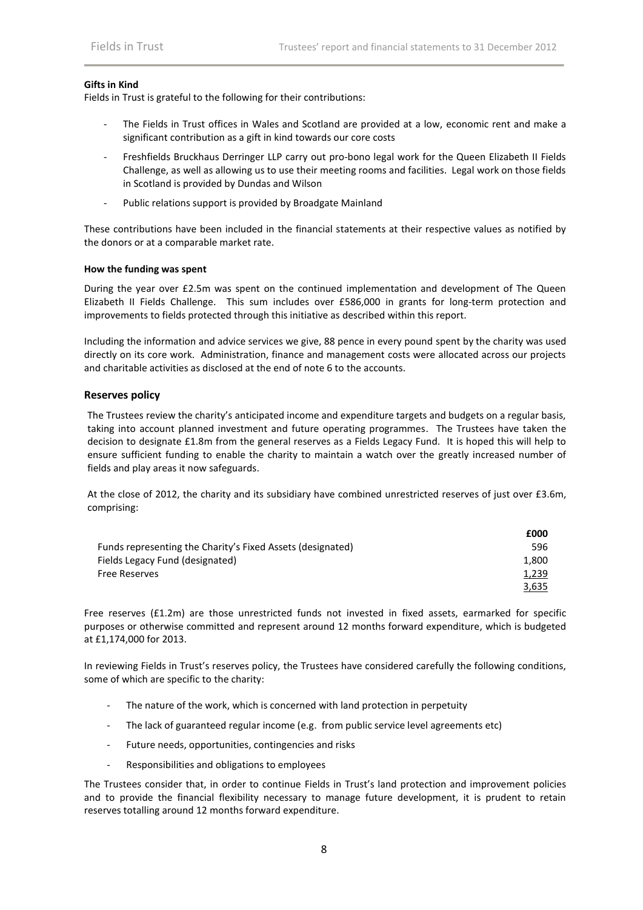**Gifts in Kind**

Fields in Trust is grateful to the following for their contributions:

- The Fields in Trust offices in Wales and Scotland are provided at a low, economic rent and make a significant contribution as a gift in kind towards our core costs
- Freshfields Bruckhaus Derringer LLP carry out pro-bono legal work for the Queen Elizabeth II Fields Challenge, as well as allowing us to use their meeting rooms and facilities. Legal work on those fields in Scotland is provided by Dundas and Wilson
- Public relations support is provided by Broadgate Mainland

These contributions have been included in the financial statements at their respective values as notified by the donors or at a comparable market rate.

**How the funding was spent**

During the year over £2.5m was spent on the continued implementation and development of The Queen Elizabeth II Fields Challenge. This sum includes over £586,000 in grants for long-term protection and improvements to fields protected through this initiative as described within this report.

Including the information and advice services we give, 88 pence in every pound spent by the charity was used directly on its core work. Administration, finance and management costs were allocated across our projects and charitable activities as disclosed at the end of note 6 to the accounts.

## Reserves policy

The Trustees review the charity's anticipated income and expenditure targets and budgets on a regular basis, taking into account planned investment and future operating programmes. The Trustees have taken the decision to designate £1.8m from the general reserves as a Fields Legacy Fund. It is hoped this will help to ensure sufficient funding to enable the charity to maintain a watch over the greatly increased number of fields and play areas it now safeguards.

At the close of 2012, the charity and its subsidiary have combined unrestricted reserves of just over £3.6m, comprising:

| | £000 |
|---|---|
| Funds representing the Charity's Fixed Assets (designated) | 596 |
| Fields Legacy Fund (designated) | 1,800 |
| Free Reserves | 1,239 |
| | 3,635 |

Free reserves (£1.2m) are those unrestricted funds not invested in fixed assets, earmarked for specific purposes or otherwise committed and represent around 12 months forward expenditure, which is budgeted at £1,174,000 for 2013.

In reviewing Fields in Trust's reserves policy, the Trustees have considered carefully the following conditions, some of which are specific to the charity:

- The nature of the work, which is concerned with land protection in perpetuity
- The lack of guaranteed regular income (e.g. from public service level agreements etc)
- Future needs, opportunities, contingencies and risks
- Responsibilities and obligations to employees

The Trustees consider that, in order to continue Fields in Trust's land protection and improvement policies and to provide the financial flexibility necessary to manage future development, it is prudent to retain reserves totalling around 12 months forward expenditure.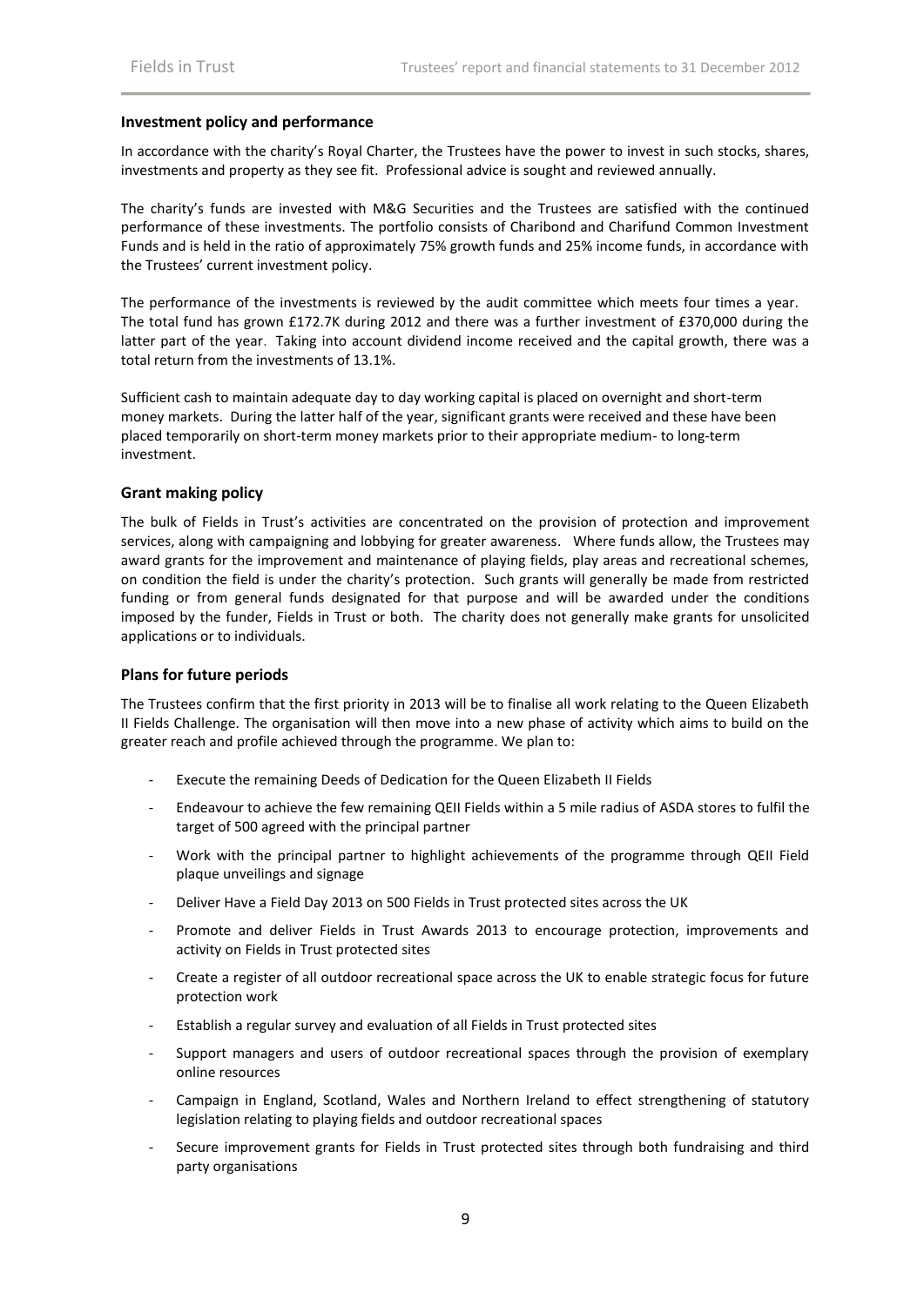### Investment policy and performance

In accordance with the charity's Royal Charter, the Trustees have the power to invest in such stocks, shares, investments and property as they see fit. Professional advice is sought and reviewed annually.

The charity's funds are invested with M&G Securities and the Trustees are satisfied with the continued performance of these investments. The portfolio consists of Charibond and Charifund Common Investment Funds and is held in the ratio of approximately 75% growth funds and 25% income funds, in accordance with the Trustees' current investment policy.

The performance of the investments is reviewed by the audit committee which meets four times a year. The total fund has grown £172.7K during 2012 and there was a further investment of £370,000 during the latter part of the year. Taking into account dividend income received and the capital growth, there was a total return from the investments of 13.1%.

Sufficient cash to maintain adequate day to day working capital is placed on overnight and short-term money markets. During the latter half of the year, significant grants were received and these have been placed temporarily on short-term money markets prior to their appropriate medium- to long-term investment.

### Grant making policy

The bulk of Fields in Trust's activities are concentrated on the provision of protection and improvement services, along with campaigning and lobbying for greater awareness. Where funds allow, the Trustees may award grants for the improvement and maintenance of playing fields, play areas and recreational schemes, on condition the field is under the charity's protection. Such grants will generally be made from restricted funding or from general funds designated for that purpose and will be awarded under the conditions imposed by the funder, Fields in Trust or both. The charity does not generally make grants for unsolicited applications or to individuals.

### Plans for future periods

The Trustees confirm that the first priority in 2013 will be to finalise all work relating to the Queen Elizabeth II Fields Challenge. The organisation will then move into a new phase of activity which aims to build on the greater reach and profile achieved through the programme. We plan to:

- Execute the remaining Deeds of Dedication for the Queen Elizabeth II Fields
- Endeavour to achieve the few remaining QEII Fields within a 5 mile radius of ASDA stores to fulfil the target of 500 agreed with the principal partner
- Work with the principal partner to highlight achievements of the programme through QEII Field plaque unveilings and signage
- Deliver Have a Field Day 2013 on 500 Fields in Trust protected sites across the UK
- Promote and deliver Fields in Trust Awards 2013 to encourage protection, improvements and activity on Fields in Trust protected sites
- Create a register of all outdoor recreational space across the UK to enable strategic focus for future protection work
- Establish a regular survey and evaluation of all Fields in Trust protected sites
- Support managers and users of outdoor recreational spaces through the provision of exemplary online resources
- Campaign in England, Scotland, Wales and Northern Ireland to effect strengthening of statutory legislation relating to playing fields and outdoor recreational spaces
- Secure improvement grants for Fields in Trust protected sites through both fundraising and third party organisations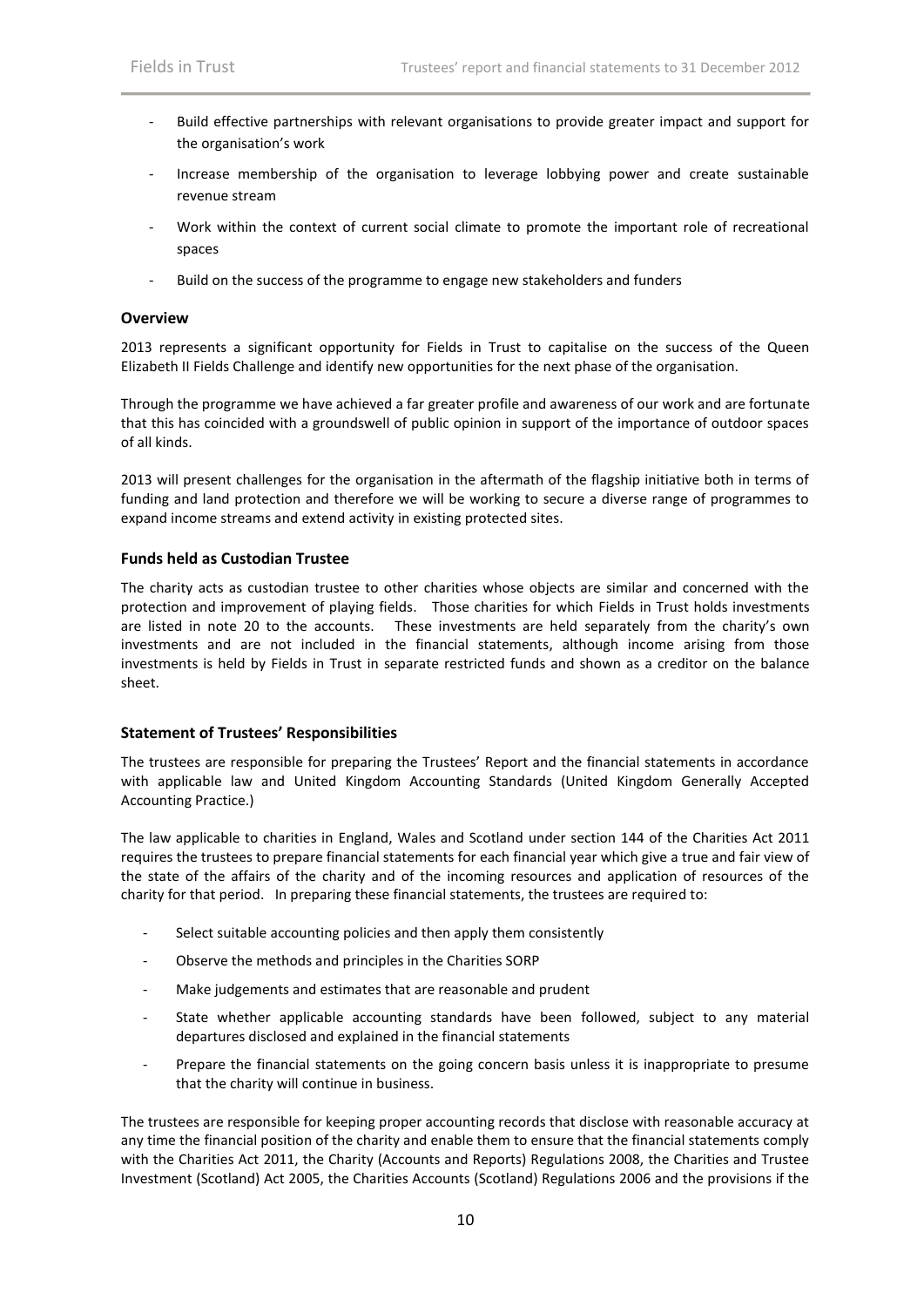- Build effective partnerships with relevant organisations to provide greater impact and support for the organisation's work
- Increase membership of the organisation to leverage lobbying power and create sustainable revenue stream
- Work within the context of current social climate to promote the important role of recreational spaces
- Build on the success of the programme to engage new stakeholders and funders

### Overview

2013 represents a significant opportunity for Fields in Trust to capitalise on the success of the Queen Elizabeth II Fields Challenge and identify new opportunities for the next phase of the organisation.

Through the programme we have achieved a far greater profile and awareness of our work and are fortunate that this has coincided with a groundswell of public opinion in support of the importance of outdoor spaces of all kinds.

2013 will present challenges for the organisation in the aftermath of the flagship initiative both in terms of funding and land protection and therefore we will be working to secure a diverse range of programmes to expand income streams and extend activity in existing protected sites.

### Funds held as Custodian Trustee

The charity acts as custodian trustee to other charities whose objects are similar and concerned with the protection and improvement of playing fields. Those charities for which Fields in Trust holds investments are listed in note 20 to the accounts. These investments are held separately from the charity's own investments and are not included in the financial statements, although income arising from those investments is held by Fields in Trust in separate restricted funds and shown as a creditor on the balance sheet.

### Statement of Trustees' Responsibilities

The trustees are responsible for preparing the Trustees' Report and the financial statements in accordance with applicable law and United Kingdom Accounting Standards (United Kingdom Generally Accepted Accounting Practice.)

The law applicable to charities in England, Wales and Scotland under section 144 of the Charities Act 2011 requires the trustees to prepare financial statements for each financial year which give a true and fair view of the state of the affairs of the charity and of the incoming resources and application of resources of the charity for that period. In preparing these financial statements, the trustees are required to:

- Select suitable accounting policies and then apply them consistently
- Observe the methods and principles in the Charities SORP
- Make judgements and estimates that are reasonable and prudent
- State whether applicable accounting standards have been followed, subject to any material departures disclosed and explained in the financial statements
- Prepare the financial statements on the going concern basis unless it is inappropriate to presume that the charity will continue in business.

The trustees are responsible for keeping proper accounting records that disclose with reasonable accuracy at any time the financial position of the charity and enable them to ensure that the financial statements comply with the Charities Act 2011, the Charity (Accounts and Reports) Regulations 2008, the Charities and Trustee Investment (Scotland) Act 2005, the Charities Accounts (Scotland) Regulations 2006 and the provisions if the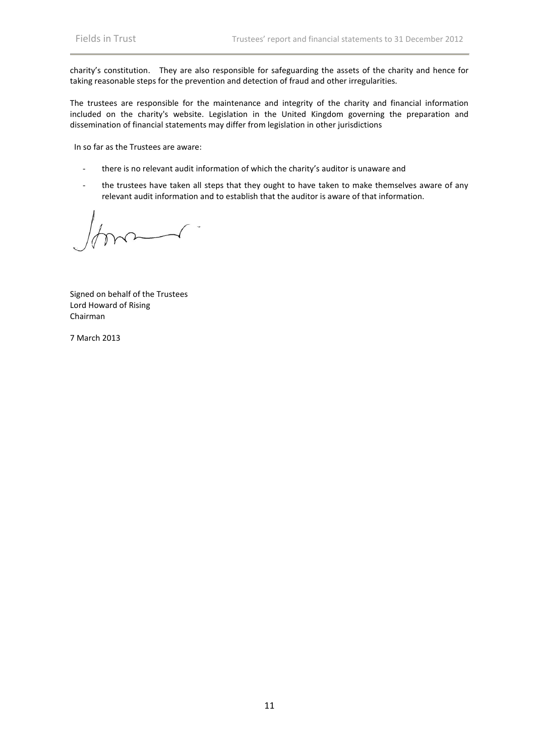charity's constitution. They are also responsible for safeguarding the assets of the charity and hence for taking reasonable steps for the prevention and detection of fraud and other irregularities.

The trustees are responsible for the maintenance and integrity of the charity and financial information included on the charity's website. Legislation in the United Kingdom governing the preparation and dissemination of financial statements may differ from legislation in other jurisdictions

In so far as the Trustees are aware:

- there is no relevant audit information of which the charity's auditor is unaware and
- the trustees have taken all steps that they ought to have taken to make themselves aware of any relevant audit information and to establish that the auditor is aware of that information.

Signed on behalf of the Trustees
Lord Howard of Rising
Chairman

7 March 2013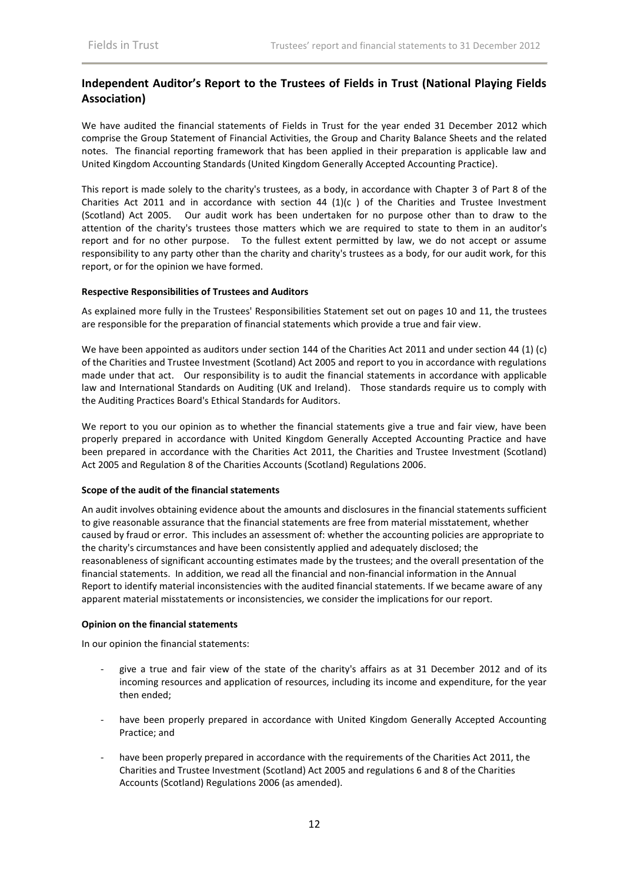## Independent Auditor's Report to the Trustees of Fields in Trust (National Playing Fields Association)

We have audited the financial statements of Fields in Trust for the year ended 31 December 2012 which comprise the Group Statement of Financial Activities, the Group and Charity Balance Sheets and the related notes. The financial reporting framework that has been applied in their preparation is applicable law and United Kingdom Accounting Standards (United Kingdom Generally Accepted Accounting Practice).

This report is made solely to the charity's trustees, as a body, in accordance with Chapter 3 of Part 8 of the Charities Act 2011 and in accordance with section 44 (1)(c ) of the Charities and Trustee Investment (Scotland) Act 2005. Our audit work has been undertaken for no purpose other than to draw to the attention of the charity's trustees those matters which we are required to state to them in an auditor's report and for no other purpose. To the fullest extent permitted by law, we do not accept or assume responsibility to any party other than the charity and charity's trustees as a body, for our audit work, for this report, or for the opinion we have formed.

**Respective Responsibilities of Trustees and Auditors**

As explained more fully in the Trustees' Responsibilities Statement set out on pages 10 and 11, the trustees are responsible for the preparation of financial statements which provide a true and fair view.

We have been appointed as auditors under section 144 of the Charities Act 2011 and under section 44 (1) (c) of the Charities and Trustee Investment (Scotland) Act 2005 and report to you in accordance with regulations made under that act. Our responsibility is to audit the financial statements in accordance with applicable law and International Standards on Auditing (UK and Ireland). Those standards require us to comply with the Auditing Practices Board's Ethical Standards for Auditors.

We report to you our opinion as to whether the financial statements give a true and fair view, have been properly prepared in accordance with United Kingdom Generally Accepted Accounting Practice and have been prepared in accordance with the Charities Act 2011, the Charities and Trustee Investment (Scotland) Act 2005 and Regulation 8 of the Charities Accounts (Scotland) Regulations 2006.

**Scope of the audit of the financial statements**

An audit involves obtaining evidence about the amounts and disclosures in the financial statements sufficient to give reasonable assurance that the financial statements are free from material misstatement, whether caused by fraud or error. This includes an assessment of: whether the accounting policies are appropriate to the charity's circumstances and have been consistently applied and adequately disclosed; the reasonableness of significant accounting estimates made by the trustees; and the overall presentation of the financial statements. In addition, we read all the financial and non-financial information in the Annual Report to identify material inconsistencies with the audited financial statements. If we became aware of any apparent material misstatements or inconsistencies, we consider the implications for our report.

**Opinion on the financial statements**

In our opinion the financial statements:

- give a true and fair view of the state of the charity's affairs as at 31 December 2012 and of its incoming resources and application of resources, including its income and expenditure, for the year then ended;
- have been properly prepared in accordance with United Kingdom Generally Accepted Accounting Practice; and
- have been properly prepared in accordance with the requirements of the Charities Act 2011, the Charities and Trustee Investment (Scotland) Act 2005 and regulations 6 and 8 of the Charities Accounts (Scotland) Regulations 2006 (as amended).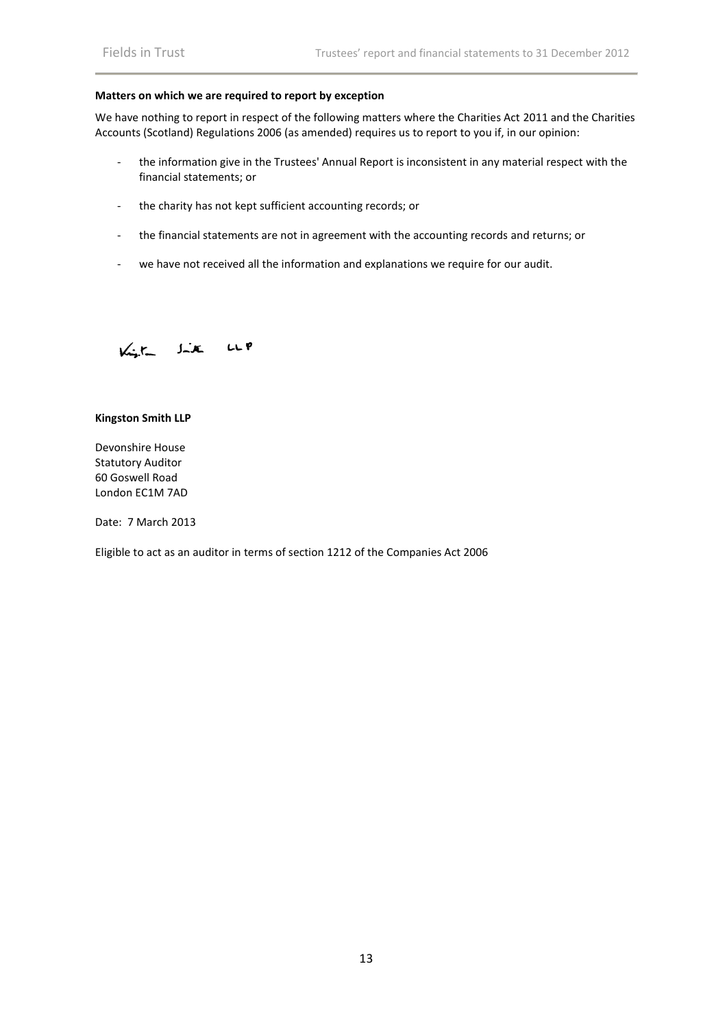**Matters on which we are required to report by exception**

We have nothing to report in respect of the following matters where the Charities Act 2011 and the Charities Accounts (Scotland) Regulations 2006 (as amended) requires us to report to you if, in our opinion:

- the information give in the Trustees' Annual Report is inconsistent in any material respect with the financial statements; or
- the charity has not kept sufficient accounting records; or
- the financial statements are not in agreement with the accounting records and returns; or
- we have not received all the information and explanations we require for our audit.

Kingston Smith LLP

**Kingston Smith LLP**

Devonshire House
Statutory Auditor
60 Goswell Road
London EC1M 7AD

Date: 7 March 2013

Eligible to act as an auditor in terms of section 1212 of the Companies Act 2006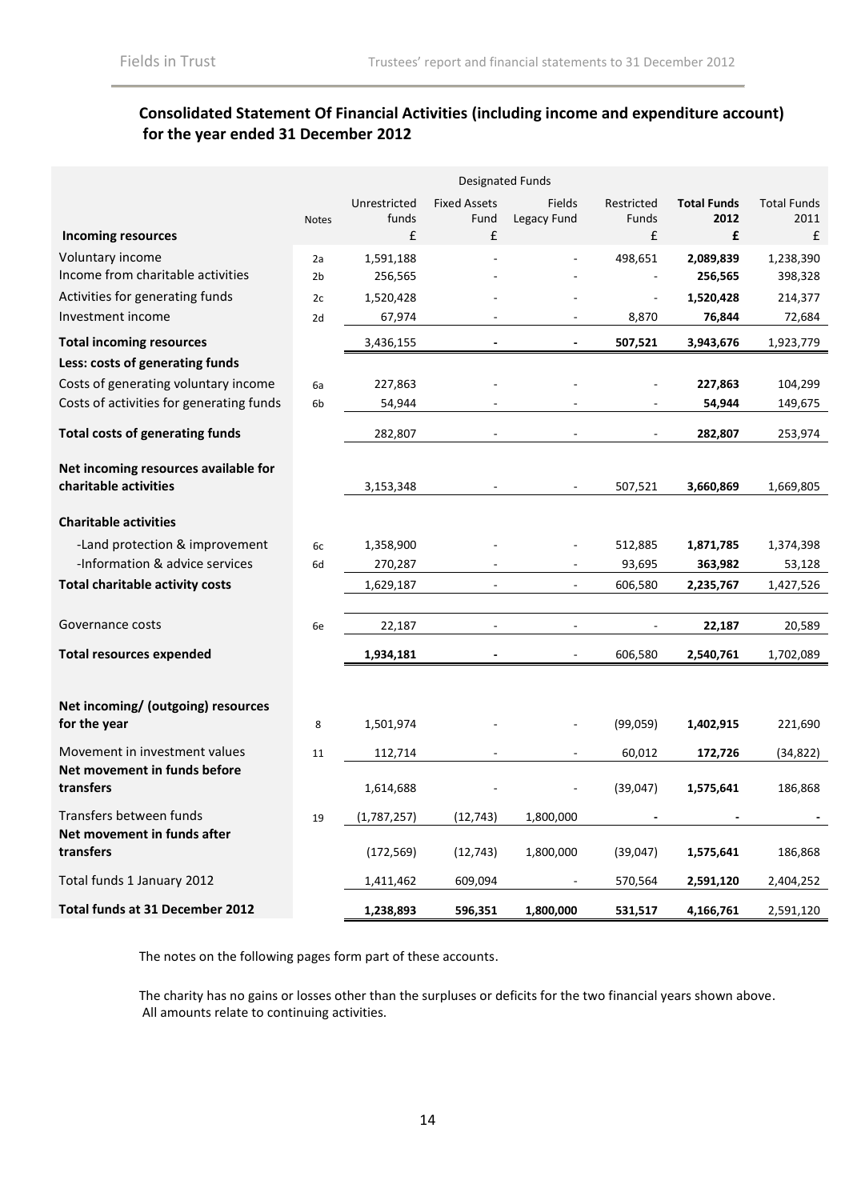## Consolidated Statement Of Financial Activities (including income and expenditure account) for the year ended 31 December 2012

| | Notes | Unrestricted funds | Designated Funds: Fixed Assets Fund | Designated Funds: Fields Legacy Fund | Restricted Funds | **Total Funds 2012** | Total Funds 2011 |
|---|---|---|---|---|---|---|---|
| **Incoming resources** | | £ | £ | | £ | **£** | £ |
| Voluntary income | 2a | 1,591,188 | - | - | 498,651 | **2,089,839** | 1,238,390 |
| Income from charitable activities | 2b | 256,565 | - | - | - | **256,565** | 398,328 |
| Activities for generating funds | 2c | 1,520,428 | - | - | - | **1,520,428** | 214,377 |
| Investment income | 2d | 67,974 | - | - | 8,870 | **76,844** | 72,684 |
| **Total incoming resources** | | 3,436,155 | - | - | **507,521** | **3,943,676** | 1,923,779 |
| **Less: costs of generating funds** | | | | | | | |
| Costs of generating voluntary income | 6a | 227,863 | - | - | - | **227,863** | 104,299 |
| Costs of activities for generating funds | 6b | 54,944 | - | - | - | **54,944** | 149,675 |
| **Total costs of generating funds** | | 282,807 | - | - | - | **282,807** | 253,974 |
| **Net incoming resources available for charitable activities** | | 3,153,348 | - | - | 507,521 | **3,660,869** | 1,669,805 |
| **Charitable activities** | | | | | | | |
| -Land protection & improvement | 6c | 1,358,900 | - | - | 512,885 | **1,871,785** | 1,374,398 |
| -Information & advice services | 6d | 270,287 | - | - | 93,695 | **363,982** | 53,128 |
| **Total charitable activity costs** | | 1,629,187 | - | - | 606,580 | **2,235,767** | 1,427,526 |
| Governance costs | 6e | 22,187 | - | - | - | **22,187** | 20,589 |
| **Total resources expended** | | **1,934,181** | - | - | 606,580 | **2,540,761** | 1,702,089 |
| **Net incoming/ (outgoing) resources for the year** | 8 | 1,501,974 | - | - | (99,059) | **1,402,915** | 221,690 |
| Movement in investment values | 11 | 112,714 | - | - | 60,012 | **172,726** | (34,822) |
| **Net movement in funds before transfers** | | 1,614,688 | - | - | (39,047) | **1,575,641** | 186,868 |
| Transfers between funds | 19 | (1,787,257) | (12,743) | 1,800,000 | - | - | - |
| **Net movement in funds after transfers** | | (172,569) | (12,743) | 1,800,000 | (39,047) | **1,575,641** | 186,868 |
| Total funds 1 January 2012 | | 1,411,462 | 609,094 | - | 570,564 | **2,591,120** | 2,404,252 |
| **Total funds at 31 December 2012** | | **1,238,893** | **596,351** | **1,800,000** | **531,517** | **4,166,761** | 2,591,120 |

The notes on the following pages form part of these accounts.

The charity has no gains or losses other than the surpluses or deficits for the two financial years shown above. All amounts relate to continuing activities.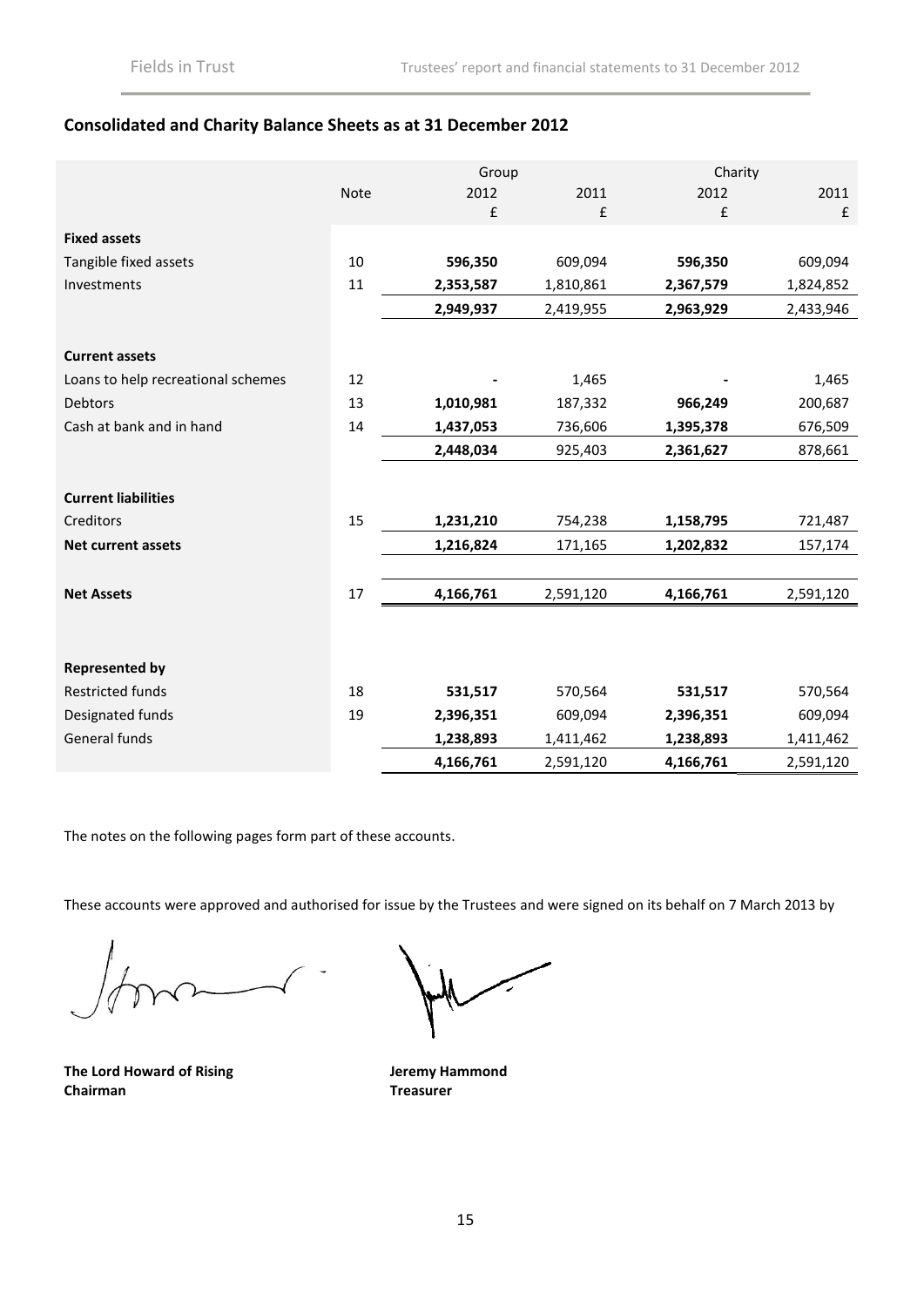## Consolidated and Charity Balance Sheets as at 31 December 2012

| | Note | Group | | Charity | |
|---|---|---|---|---|---|
| | | 2012 | 2011 | 2012 | 2011 |
| | | £ | £ | £ | £ |
| **Fixed assets** | | | | | |
| Tangible fixed assets | 10 | **596,350** | 609,094 | **596,350** | 609,094 |
| Investments | 11 | **2,353,587** | 1,810,861 | **2,367,579** | 1,824,852 |
| | | **2,949,937** | 2,419,955 | **2,963,929** | 2,433,946 |
| **Current assets** | | | | | |
| Loans to help recreational schemes | 12 | **-** | 1,465 | **-** | 1,465 |
| Debtors | 13 | **1,010,981** | 187,332 | **966,249** | 200,687 |
| Cash at bank and in hand | 14 | **1,437,053** | 736,606 | **1,395,378** | 676,509 |
| | | **2,448,034** | 925,403 | **2,361,627** | 878,661 |
| **Current liabilities** | | | | | |
| Creditors | 15 | **1,231,210** | 754,238 | **1,158,795** | 721,487 |
| **Net current assets** | | **1,216,824** | 171,165 | **1,202,832** | 157,174 |
| **Net Assets** | 17 | **4,166,761** | 2,591,120 | **4,166,761** | 2,591,120 |
| **Represented by** | | | | | |
| Restricted funds | 18 | **531,517** | 570,564 | **531,517** | 570,564 |
| Designated funds | 19 | **2,396,351** | 609,094 | **2,396,351** | 609,094 |
| General funds | | **1,238,893** | 1,411,462 | **1,238,893** | 1,411,462 |
| | | **4,166,761** | 2,591,120 | **4,166,761** | 2,591,120 |

The notes on the following pages form part of these accounts.

These accounts were approved and authorised for issue by the Trustees and were signed on its behalf on 7 March 2013 by

**The Lord Howard of Rising**
**Chairman**

**Jeremy Hammond**
**Treasurer**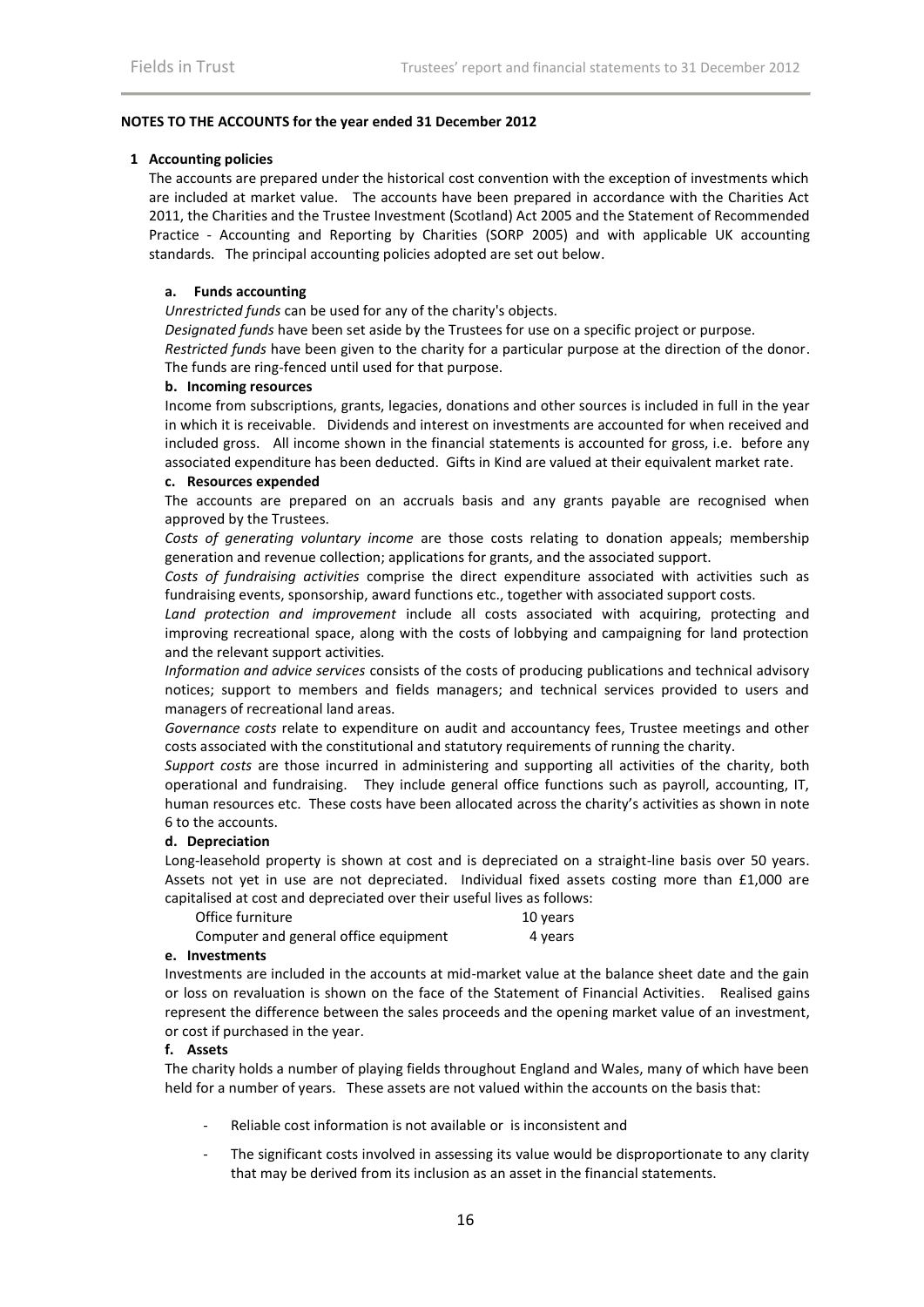**NOTES TO THE ACCOUNTS for the year ended 31 December 2012**

## 1 Accounting policies

The accounts are prepared under the historical cost convention with the exception of investments which are included at market value. The accounts have been prepared in accordance with the Charities Act 2011, the Charities and the Trustee Investment (Scotland) Act 2005 and the Statement of Recommended Practice - Accounting and Reporting by Charities (SORP 2005) and with applicable UK accounting standards. The principal accounting policies adopted are set out below.

### a. Funds accounting

*Unrestricted funds* can be used for any of the charity's objects.

*Designated funds* have been set aside by the Trustees for use on a specific project or purpose.

*Restricted funds* have been given to the charity for a particular purpose at the direction of the donor. The funds are ring-fenced until used for that purpose.

### b. Incoming resources

Income from subscriptions, grants, legacies, donations and other sources is included in full in the year in which it is receivable. Dividends and interest on investments are accounted for when received and included gross. All income shown in the financial statements is accounted for gross, i.e. before any associated expenditure has been deducted. Gifts in Kind are valued at their equivalent market rate.

### c. Resources expended

The accounts are prepared on an accruals basis and any grants payable are recognised when approved by the Trustees.

*Costs of generating voluntary income* are those costs relating to donation appeals; membership generation and revenue collection; applications for grants, and the associated support.

*Costs of fundraising activities* comprise the direct expenditure associated with activities such as fundraising events, sponsorship, award functions etc., together with associated support costs.

*Land protection and improvement* include all costs associated with acquiring, protecting and improving recreational space, along with the costs of lobbying and campaigning for land protection and the relevant support activities.

*Information and advice services* consists of the costs of producing publications and technical advisory notices; support to members and fields managers; and technical services provided to users and managers of recreational land areas.

*Governance costs* relate to expenditure on audit and accountancy fees, Trustee meetings and other costs associated with the constitutional and statutory requirements of running the charity.

*Support costs* are those incurred in administering and supporting all activities of the charity, both operational and fundraising. They include general office functions such as payroll, accounting, IT, human resources etc. These costs have been allocated across the charity's activities as shown in note 6 to the accounts.

### d. Depreciation

Long-leasehold property is shown at cost and is depreciated on a straight-line basis over 50 years. Assets not yet in use are not depreciated. Individual fixed assets costing more than £1,000 are capitalised at cost and depreciated over their useful lives as follows:

| | |
|---|---|
| Office furniture | 10 years |
| Computer and general office equipment | 4 years |

### e. Investments

Investments are included in the accounts at mid-market value at the balance sheet date and the gain or loss on revaluation is shown on the face of the Statement of Financial Activities. Realised gains represent the difference between the sales proceeds and the opening market value of an investment, or cost if purchased in the year.

### f. Assets

The charity holds a number of playing fields throughout England and Wales, many of which have been held for a number of years. These assets are not valued within the accounts on the basis that:

- Reliable cost information is not available or is inconsistent and
- The significant costs involved in assessing its value would be disproportionate to any clarity that may be derived from its inclusion as an asset in the financial statements.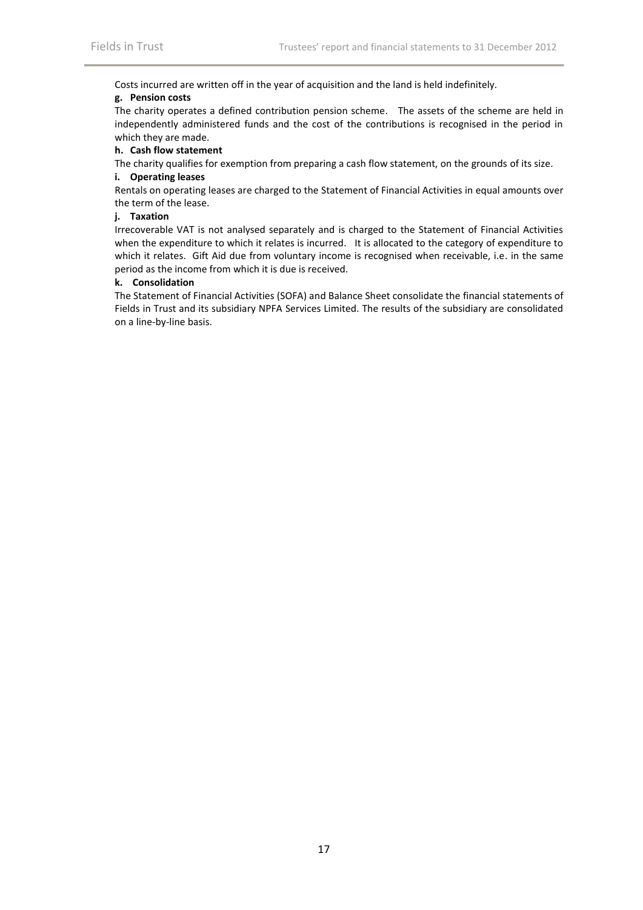Costs incurred are written off in the year of acquisition and the land is held indefinitely.

**g. Pension costs**

The charity operates a defined contribution pension scheme. The assets of the scheme are held in independently administered funds and the cost of the contributions is recognised in the period in which they are made.

**h. Cash flow statement**

The charity qualifies for exemption from preparing a cash flow statement, on the grounds of its size.

**i. Operating leases**

Rentals on operating leases are charged to the Statement of Financial Activities in equal amounts over the term of the lease.

**j. Taxation**

Irrecoverable VAT is not analysed separately and is charged to the Statement of Financial Activities when the expenditure to which it relates is incurred. It is allocated to the category of expenditure to which it relates. Gift Aid due from voluntary income is recognised when receivable, i.e. in the same period as the income from which it is due is received.

**k. Consolidation**

The Statement of Financial Activities (SOFA) and Balance Sheet consolidate the financial statements of Fields in Trust and its subsidiary NPFA Services Limited. The results of the subsidiary are consolidated on a line-by-line basis.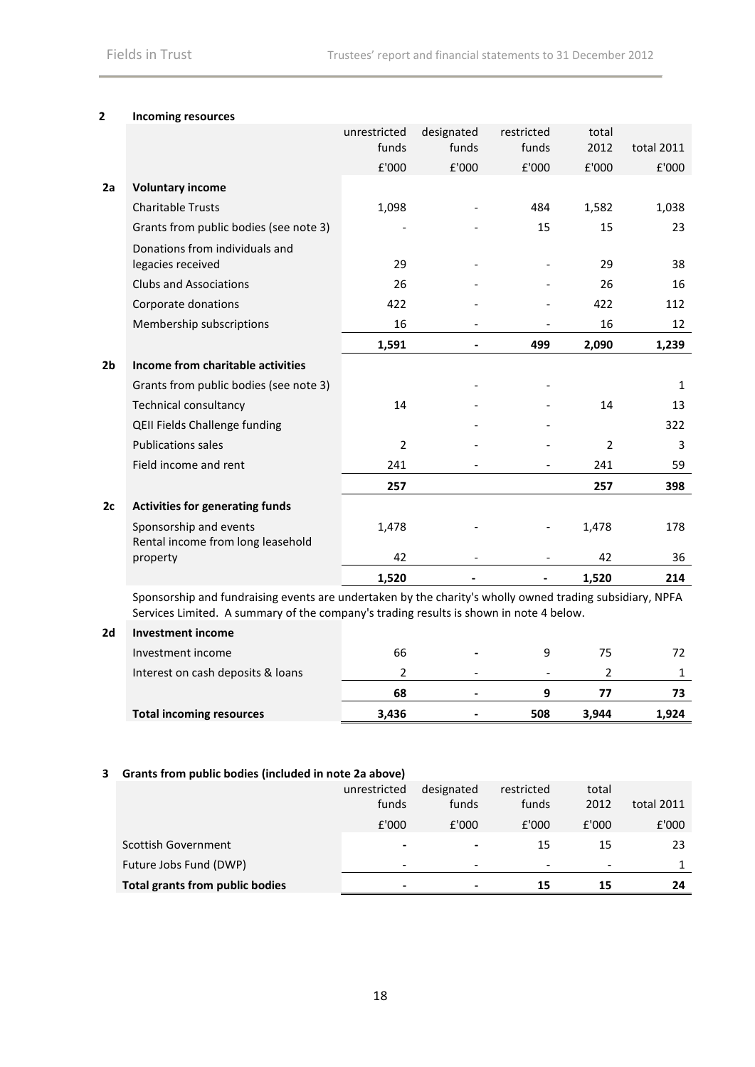## 2 Incoming resources

| | | unrestricted funds | designated funds | restricted funds | total 2012 | total 2011 |
|---|---|---|---|---|---|---|
| | | £'000 | £'000 | £'000 | £'000 | £'000 |
| **2a** | **Voluntary income** | | | | | |
| | Charitable Trusts | 1,098 | - | 484 | 1,582 | 1,038 |
| | Grants from public bodies (see note 3) | - | - | 15 | 15 | 23 |
| | Donations from individuals and legacies received | 29 | - | - | 29 | 38 |
| | Clubs and Associations | 26 | - | - | 26 | 16 |
| | Corporate donations | 422 | - | - | 422 | 112 |
| | Membership subscriptions | 16 | - | - | 16 | 12 |
| | | **1,591** | **-** | **499** | **2,090** | **1,239** |
| **2b** | **Income from charitable activities** | | | | | |
| | Grants from public bodies (see note 3) | | - | - | | 1 |
| | Technical consultancy | 14 | - | - | 14 | 13 |
| | QEII Fields Challenge funding | | - | - | | 322 |
| | Publications sales | 2 | - | - | 2 | 3 |
| | Field income and rent | 241 | - | - | 241 | 59 |
| | | **257** | | | **257** | **398** |
| **2c** | **Activities for generating funds** | | | | | |
| | Sponsorship and events | 1,478 | - | - | 1,478 | 178 |
| | Rental income from long leasehold property | 42 | - | - | 42 | 36 |
| | | **1,520** | **-** | **-** | **1,520** | **214** |

Sponsorship and fundraising events are undertaken by the charity's wholly owned trading subsidiary, NPFA Services Limited. A summary of the company's trading results is shown in note 4 below.

| | | unrestricted funds | designated funds | restricted funds | total 2012 | total 2011 |
|---|---|---|---|---|---|---|
| **2d** | **Investment income** | | | | | |
| | Investment income | 66 | - | 9 | 75 | 72 |
| | Interest on cash deposits & loans | 2 | - | - | 2 | 1 |
| | | **68** | **-** | **9** | **77** | **73** |
| | **Total incoming resources** | **3,436** | **-** | **508** | **3,944** | **1,924** |

## 3 Grants from public bodies (included in note 2a above)

| | unrestricted funds | designated funds | restricted funds | total 2012 | total 2011 |
|---|---|---|---|---|---|
| | £'000 | £'000 | £'000 | £'000 | £'000 |
| Scottish Government | - | - | 15 | 15 | 23 |
| Future Jobs Fund (DWP) | - | - | - | - | 1 |
| **Total grants from public bodies** | **-** | **-** | **15** | **15** | **24** |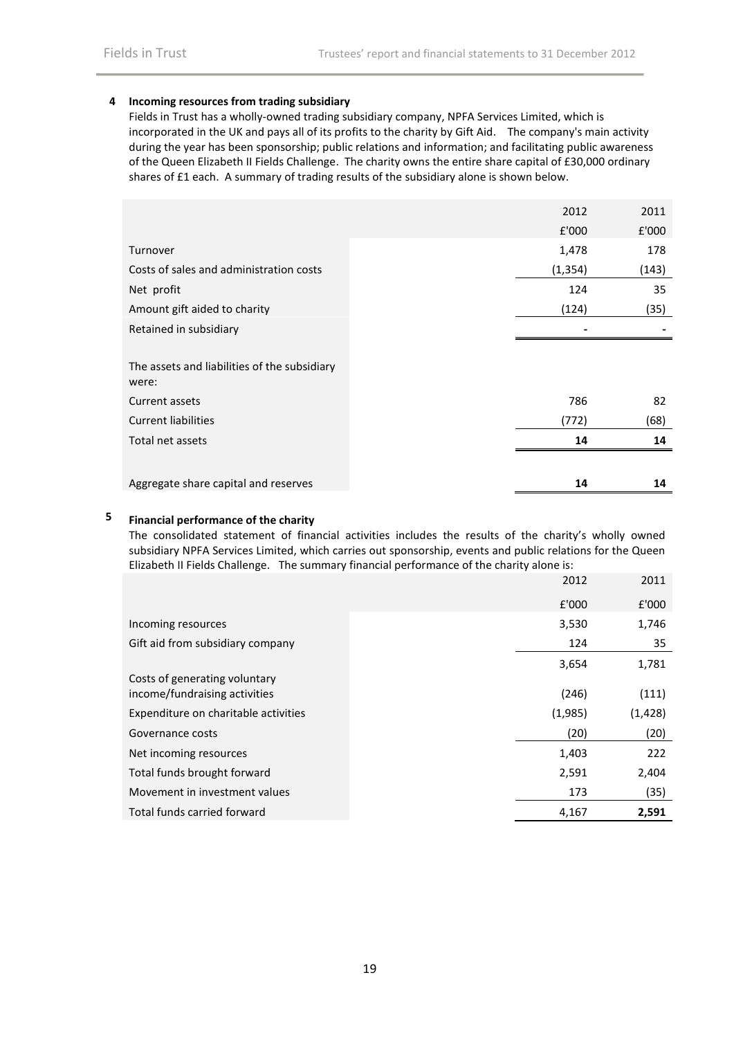## 4 Incoming resources from trading subsidiary

Fields in Trust has a wholly-owned trading subsidiary company, NPFA Services Limited, which is incorporated in the UK and pays all of its profits to the charity by Gift Aid. The company's main activity during the year has been sponsorship; public relations and information; and facilitating public awareness of the Queen Elizabeth II Fields Challenge. The charity owns the entire share capital of £30,000 ordinary shares of £1 each. A summary of trading results of the subsidiary alone is shown below.

| | 2012 | 2011 |
|---|---|---|
| | £'000 | £'000 |
| Turnover | 1,478 | 178 |
| Costs of sales and administration costs | (1,354) | (143) |
| Net profit | 124 | 35 |
| Amount gift aided to charity | (124) | (35) |
| Retained in subsidiary | - | - |
| | | |
| The assets and liabilities of the subsidiary were: | | |
| Current assets | 786 | 82 |
| Current liabilities | (772) | (68) |
| Total net assets | **14** | **14** |
| | | |
| Aggregate share capital and reserves | **14** | **14** |

## 5 Financial performance of the charity

The consolidated statement of financial activities includes the results of the charity's wholly owned subsidiary NPFA Services Limited, which carries out sponsorship, events and public relations for the Queen Elizabeth II Fields Challenge. The summary financial performance of the charity alone is:

| | 2012 | 2011 |
|---|---|---|
| | £'000 | £'000 |
| Incoming resources | 3,530 | 1,746 |
| Gift aid from subsidiary company | 124 | 35 |
| | 3,654 | 1,781 |
| Costs of generating voluntary income/fundraising activities | (246) | (111) |
| Expenditure on charitable activities | (1,985) | (1,428) |
| Governance costs | (20) | (20) |
| Net incoming resources | 1,403 | 222 |
| Total funds brought forward | 2,591 | 2,404 |
| Movement in investment values | 173 | (35) |
| Total funds carried forward | 4,167 | **2,591** |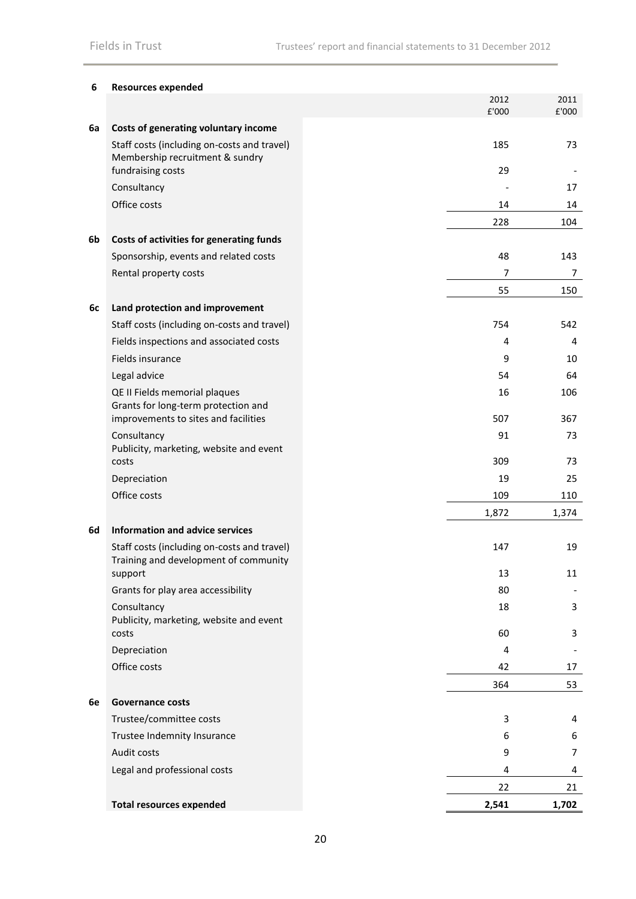## 6 Resources expended

| | | 2012 £'000 | 2011 £'000 |
|---|---|---|---|
| **6a** | **Costs of generating voluntary income** | | |
| | Staff costs (including on-costs and travel) | 185 | 73 |
| | Membership recruitment & sundry fundraising costs | 29 | - |
| | Consultancy | - | 17 |
| | Office costs | 14 | 14 |
| | | 228 | 104 |
| **6b** | **Costs of activities for generating funds** | | |
| | Sponsorship, events and related costs | 48 | 143 |
| | Rental property costs | 7 | 7 |
| | | 55 | 150 |
| **6c** | **Land protection and improvement** | | |
| | Staff costs (including on-costs and travel) | 754 | 542 |
| | Fields inspections and associated costs | 4 | 4 |
| | Fields insurance | 9 | 10 |
| | Legal advice | 54 | 64 |
| | QE II Fields memorial plaques | 16 | 106 |
| | Grants for long-term protection and improvements to sites and facilities | 507 | 367 |
| | Consultancy | 91 | 73 |
| | Publicity, marketing, website and event costs | 309 | 73 |
| | Depreciation | 19 | 25 |
| | Office costs | 109 | 110 |
| | | 1,872 | 1,374 |
| **6d** | **Information and advice services** | | |
| | Staff costs (including on-costs and travel) | 147 | 19 |
| | Training and development of community support | 13 | 11 |
| | Grants for play area accessibility | 80 | - |
| | Consultancy | 18 | 3 |
| | Publicity, marketing, website and event costs | 60 | 3 |
| | Depreciation | 4 | - |
| | Office costs | 42 | 17 |
| | | 364 | 53 |
| **6e** | **Governance costs** | | |
| | Trustee/committee costs | 3 | 4 |
| | Trustee Indemnity Insurance | 6 | 6 |
| | Audit costs | 9 | 7 |
| | Legal and professional costs | 4 | 4 |
| | | 22 | 21 |
| | **Total resources expended** | **2,541** | **1,702** |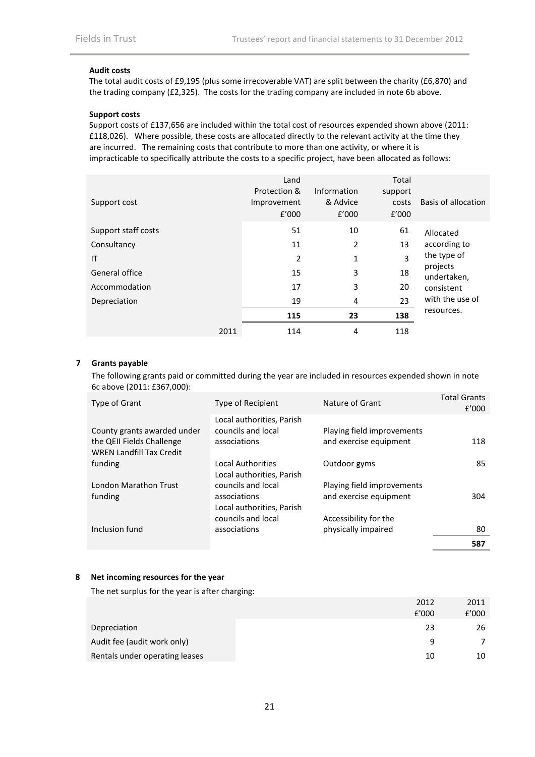**Audit costs**

The total audit costs of £9,195 (plus some irrecoverable VAT) are split between the charity (£6,870) and the trading company (£2,325). The costs for the trading company are included in note 6b above.

**Support costs**

Support costs of £137,656 are included within the total cost of resources expended shown above (2011: £118,026). Where possible, these costs are allocated directly to the relevant activity at the time they are incurred. The remaining costs that contribute to more than one activity, or where it is impracticable to specifically attribute the costs to a specific project, have been allocated as follows:

| Support cost | | Land Protection & Improvement £'000 | Information & Advice £'000 | Total support costs £'000 | Basis of allocation |
|---|---|---|---|---|---|
| Support staff costs | | 51 | 10 | 61 | Allocated according to the type of projects undertaken, consistent with the use of resources. |
| Consultancy | | 11 | 2 | 13 | |
| IT | | 2 | 1 | 3 | |
| General office | | 15 | 3 | 18 | |
| Accommodation | | 17 | 3 | 20 | |
| Depreciation | | 19 | 4 | 23 | |
| | | **115** | **23** | **138** | |
| | 2011 | 114 | 4 | 118 | |

## 7 Grants payable

The following grants paid or committed during the year are included in resources expended shown in note 6c above (2011: £367,000):

| Type of Grant | Type of Recipient | Nature of Grant | Total Grants £'000 |
|---|---|---|---|
| County grants awarded under the QEII Fields Challenge | Local authorities, Parish councils and local associations | Playing field improvements and exercise equipment | 118 |
| WREN Landfill Tax Credit funding | Local Authorities | Outdoor gyms | 85 |
| London Marathon Trust funding | Local authorities, Parish councils and local associations | Playing field improvements and exercise equipment | 304 |
| Inclusion fund | Local authorities, Parish councils and local associations | Accessibility for the physically impaired | 80 |
| | | | **587** |

## 8 Net incoming resources for the year

The net surplus for the year is after charging:

| | 2012 £'000 | 2011 £'000 |
|---|---|---|
| Depreciation | 23 | 26 |
| Audit fee (audit work only) | 9 | 7 |
| Rentals under operating leases | 10 | 10 |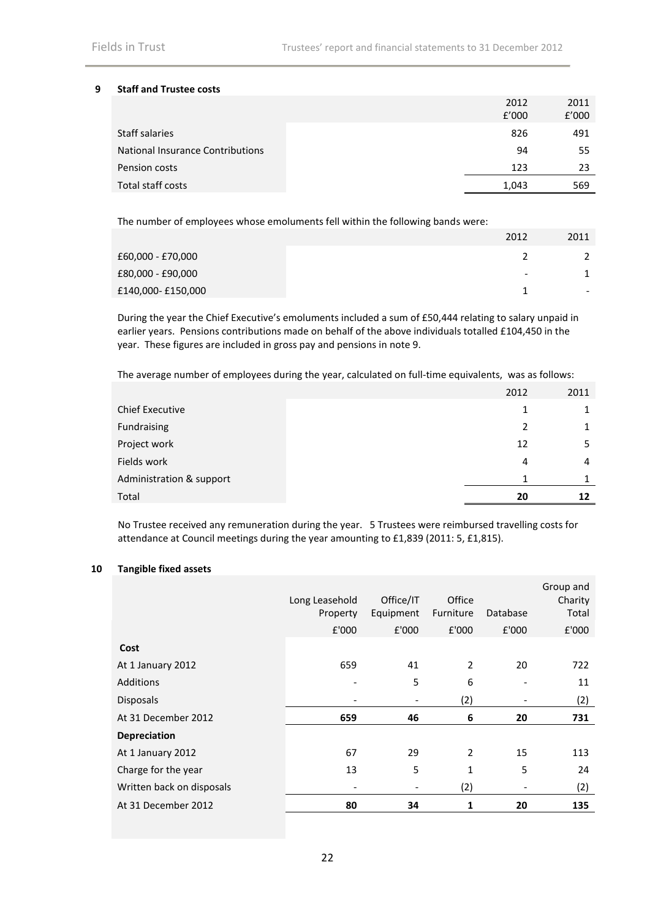## 9 Staff and Trustee costs

| | 2012 £'000 | 2011 £'000 |
|---|---|---|
| Staff salaries | 826 | 491 |
| National Insurance Contributions | 94 | 55 |
| Pension costs | 123 | 23 |
| Total staff costs | 1,043 | 569 |

The number of employees whose emoluments fell within the following bands were:

| | 2012 | 2011 |
|---|---|---|
| £60,000 - £70,000 | 2 | 2 |
| £80,000 - £90,000 | - | 1 |
| £140,000- £150,000 | 1 | - |

During the year the Chief Executive's emoluments included a sum of £50,444 relating to salary unpaid in earlier years. Pensions contributions made on behalf of the above individuals totalled £104,450 in the year. These figures are included in gross pay and pensions in note 9.

The average number of employees during the year, calculated on full-time equivalents, was as follows:

| | 2012 | 2011 |
|---|---|---|
| Chief Executive | 1 | 1 |
| Fundraising | 2 | 1 |
| Project work | 12 | 5 |
| Fields work | 4 | 4 |
| Administration & support | 1 | 1 |
| Total | **20** | **12** |

No Trustee received any remuneration during the year. 5 Trustees were reimbursed travelling costs for attendance at Council meetings during the year amounting to £1,839 (2011: 5, £1,815).

## 10 Tangible fixed assets

| | Long Leasehold Property | Office/IT Equipment | Office Furniture | Database | Group and Charity Total |
|---|---|---|---|---|---|
| | £'000 | £'000 | £'000 | £'000 | £'000 |
| **Cost** | | | | | |
| At 1 January 2012 | 659 | 41 | 2 | 20 | 722 |
| Additions | - | 5 | 6 | - | 11 |
| Disposals | - | - | (2) | - | (2) |
| At 31 December 2012 | **659** | **46** | **6** | **20** | **731** |
| **Depreciation** | | | | | |
| At 1 January 2012 | 67 | 29 | 2 | 15 | 113 |
| Charge for the year | 13 | 5 | 1 | 5 | 24 |
| Written back on disposals | - | - | (2) | - | (2) |
| At 31 December 2012 | **80** | **34** | **1** | **20** | **135** |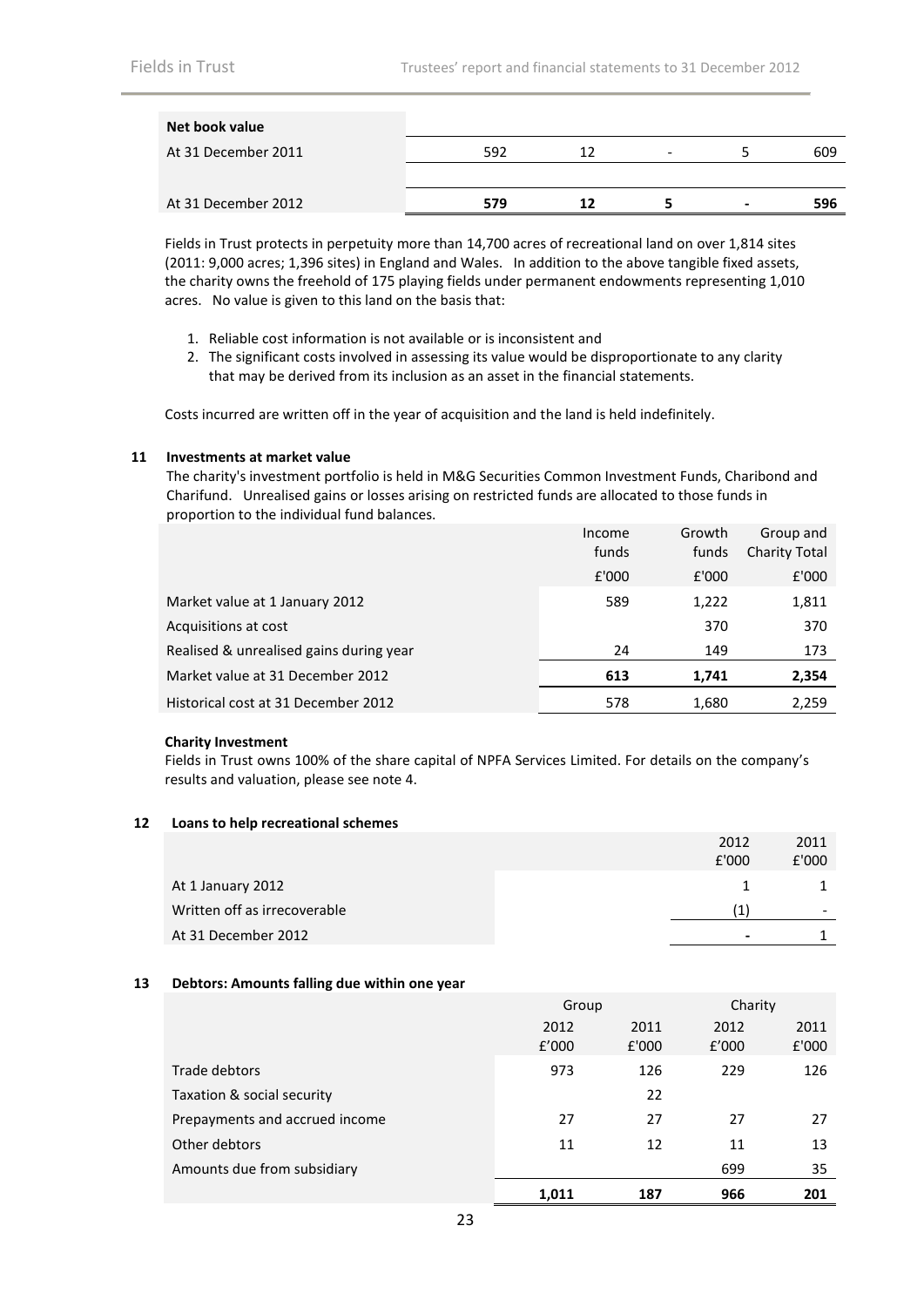| Net book value | | | | | |
|---|---|---|---|---|---|
| At 31 December 2011 | 592 | 12 | - | 5 | 609 |
| At 31 December 2012 | **579** | **12** | **5** | **-** | **596** |

Fields in Trust protects in perpetuity more than 14,700 acres of recreational land on over 1,814 sites (2011: 9,000 acres; 1,396 sites) in England and Wales. In addition to the above tangible fixed assets, the charity owns the freehold of 175 playing fields under permanent endowments representing 1,010 acres. No value is given to this land on the basis that:

1. Reliable cost information is not available or is inconsistent and
2. The significant costs involved in assessing its value would be disproportionate to any clarity that may be derived from its inclusion as an asset in the financial statements.

Costs incurred are written off in the year of acquisition and the land is held indefinitely.

## 11 Investments at market value

The charity's investment portfolio is held in M&G Securities Common Investment Funds, Charibond and Charifund. Unrealised gains or losses arising on restricted funds are allocated to those funds in proportion to the individual fund balances.

| | Income funds | Growth funds | Group and Charity Total |
|---|---|---|---|
| | £'000 | £'000 | £'000 |
| Market value at 1 January 2012 | 589 | 1,222 | 1,811 |
| Acquisitions at cost | | 370 | 370 |
| Realised & unrealised gains during year | 24 | 149 | 173 |
| Market value at 31 December 2012 | **613** | **1,741** | **2,354** |
| Historical cost at 31 December 2012 | 578 | 1,680 | 2,259 |

**Charity Investment**

Fields in Trust owns 100% of the share capital of NPFA Services Limited. For details on the company's results and valuation, please see note 4.

## 12 Loans to help recreational schemes

| | 2012 £'000 | 2011 £'000 |
|---|---|---|
| At 1 January 2012 | 1 | 1 |
| Written off as irrecoverable | (1) | - |
| At 31 December 2012 | - | 1 |

## 13 Debtors: Amounts falling due within one year

| | Group | | Charity | |
|---|---|---|---|---|
| | 2012 £'000 | 2011 £'000 | 2012 £'000 | 2011 £'000 |
| Trade debtors | 973 | 126 | 229 | 126 |
| Taxation & social security | | 22 | | |
| Prepayments and accrued income | 27 | 27 | 27 | 27 |
| Other debtors | 11 | 12 | 11 | 13 |
| Amounts due from subsidiary | | | 699 | 35 |
| | **1,011** | **187** | **966** | **201** |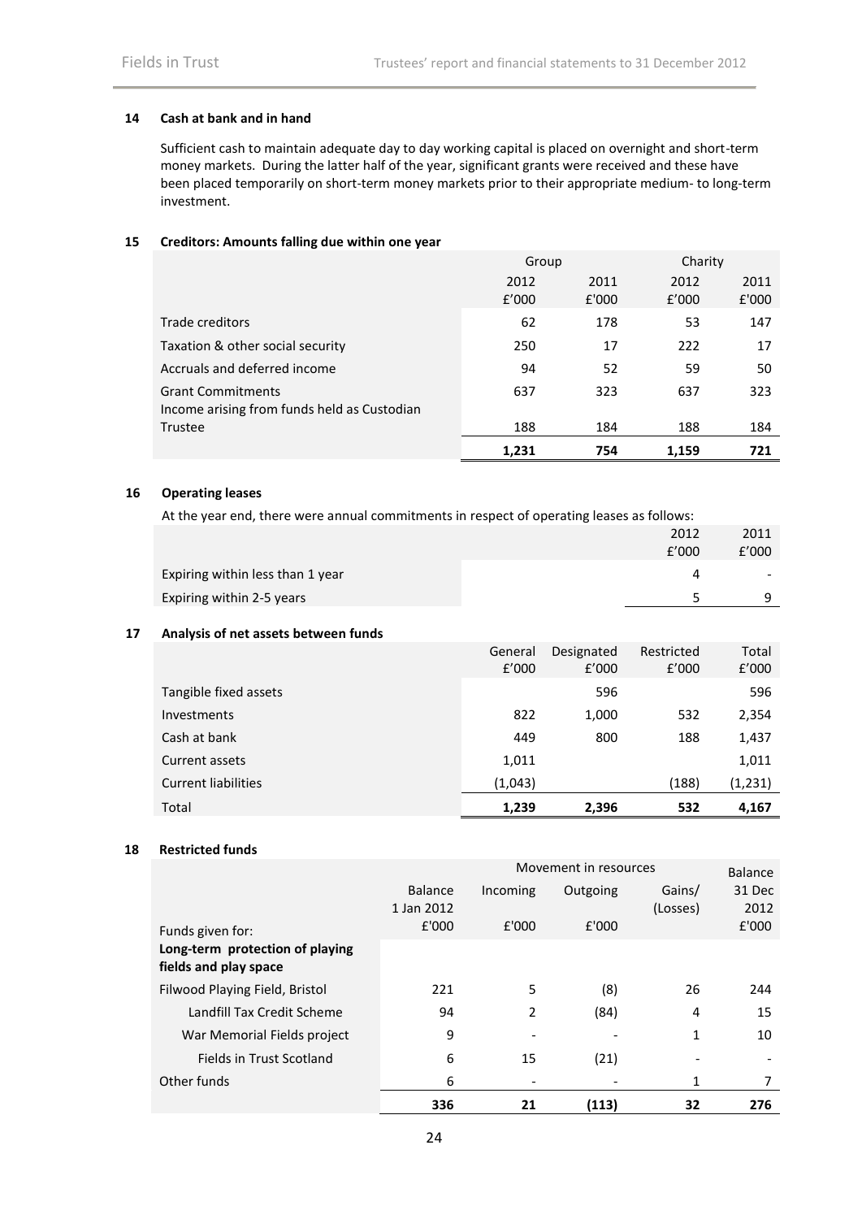### 14 Cash at bank and in hand

Sufficient cash to maintain adequate day to day working capital is placed on overnight and short-term money markets. During the latter half of the year, significant grants were received and these have been placed temporarily on short-term money markets prior to their appropriate medium- to long-term investment.

### 15 Creditors: Amounts falling due within one year

| | Group | | Charity | |
|---|---|---|---|---|
| | 2012 £'000 | 2011 £'000 | 2012 £'000 | 2011 £'000 |
| Trade creditors | 62 | 178 | 53 | 147 |
| Taxation & other social security | 250 | 17 | 222 | 17 |
| Accruals and deferred income | 94 | 52 | 59 | 50 |
| Grant Commitments | 637 | 323 | 637 | 323 |
| Income arising from funds held as Custodian Trustee | 188 | 184 | 188 | 184 |
| | **1,231** | **754** | **1,159** | **721** |

### 16 Operating leases

At the year end, there were annual commitments in respect of operating leases as follows:

| | 2012 £'000 | 2011 £'000 |
|---|---|---|
| Expiring within less than 1 year | 4 | - |
| Expiring within 2-5 years | 5 | 9 |

### 17 Analysis of net assets between funds

| | General £'000 | Designated £'000 | Restricted £'000 | Total £'000 |
|---|---|---|---|---|
| Tangible fixed assets | | 596 | | 596 |
| Investments | 822 | 1,000 | 532 | 2,354 |
| Cash at bank | 449 | 800 | 188 | 1,437 |
| Current assets | 1,011 | | | 1,011 |
| Current liabilities | (1,043) | | (188) | (1,231) |
| Total | **1,239** | **2,396** | **532** | **4,167** |

### 18 Restricted funds

| | | Movement in resources | | | Balance |
|---|---|---|---|---|---|
| Funds given for: | Balance 1 Jan 2012 £'000 | Incoming £'000 | Outgoing £'000 | Gains/ (Losses) | 31 Dec 2012 £'000 |
| **Long-term protection of playing fields and play space** | | | | | |
| Filwood Playing Field, Bristol | 221 | 5 | (8) | 26 | 244 |
| Landfill Tax Credit Scheme | 94 | 2 | (84) | 4 | 15 |
| War Memorial Fields project | 9 | - | - | 1 | 10 |
| Fields in Trust Scotland | 6 | 15 | (21) | - | - |
| Other funds | 6 | - | - | 1 | 7 |
| | **336** | **21** | **(113)** | **32** | **276** |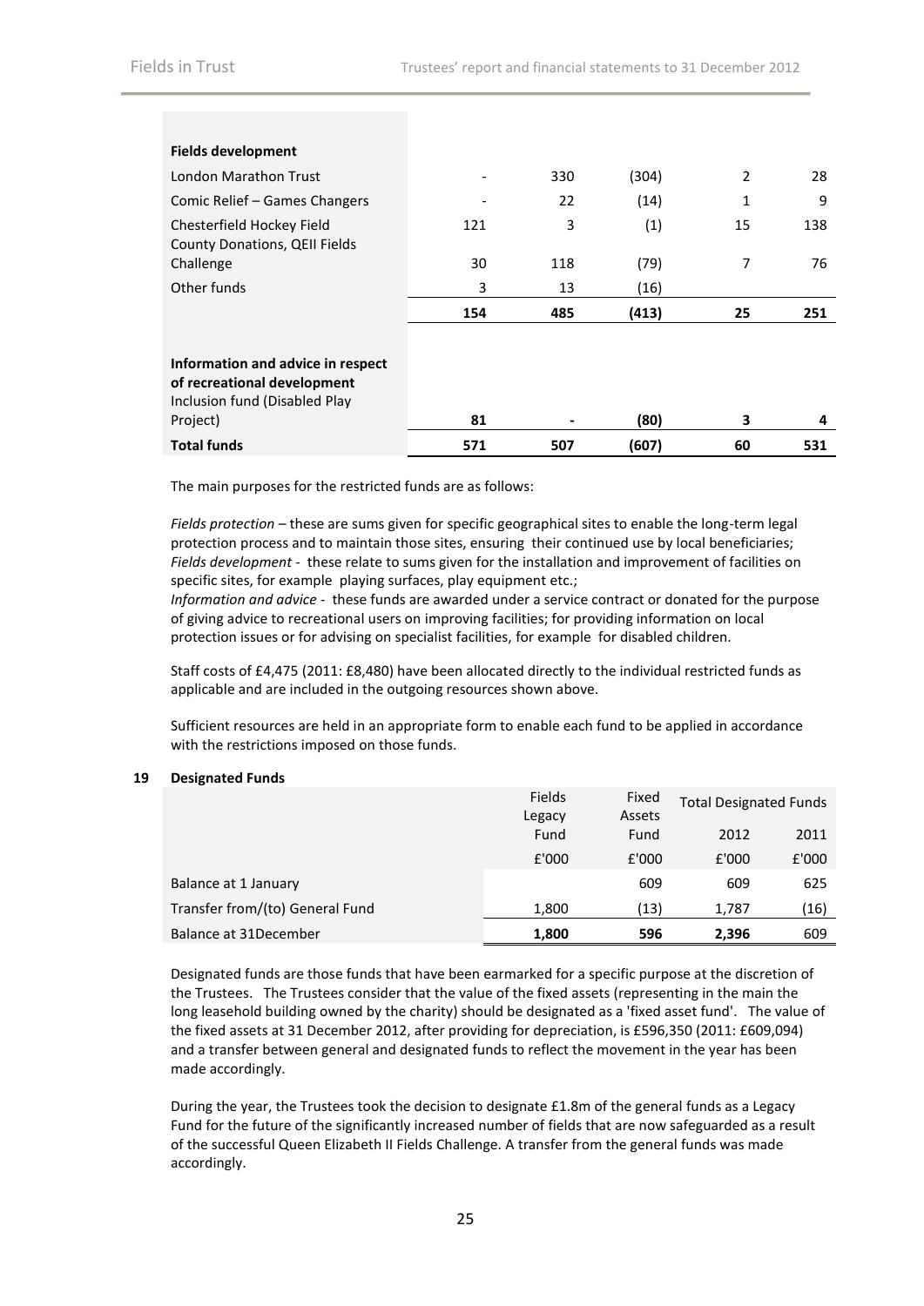| | | | | | |
|---|---|---|---|---|---|
| **Fields development** | | | | | |
| London Marathon Trust | - | 330 | (304) | 2 | 28 |
| Comic Relief – Games Changers | - | 22 | (14) | 1 | 9 |
| Chesterfield Hockey Field | 121 | 3 | (1) | 15 | 138 |
| County Donations, QEII Fields Challenge | 30 | 118 | (79) | 7 | 76 |
| Other funds | 3 | 13 | (16) | | |
| | **154** | **485** | **(413)** | **25** | **251** |
| **Information and advice in respect of recreational development** | | | | | |
| Inclusion fund (Disabled Play Project) | **81** | **-** | **(80)** | **3** | **4** |
| **Total funds** | **571** | **507** | **(607)** | **60** | **531** |

The main purposes for the restricted funds are as follows:

*Fields protection* – these are sums given for specific geographical sites to enable the long-term legal protection process and to maintain those sites, ensuring their continued use by local beneficiaries;
*Fields development* - these relate to sums given for the installation and improvement of facilities on specific sites, for example playing surfaces, play equipment etc.;
*Information and advice* - these funds are awarded under a service contract or donated for the purpose of giving advice to recreational users on improving facilities; for providing information on local protection issues or for advising on specialist facilities, for example for disabled children.

Staff costs of £4,475 (2011: £8,480) have been allocated directly to the individual restricted funds as applicable and are included in the outgoing resources shown above.

Sufficient resources are held in an appropriate form to enable each fund to be applied in accordance with the restrictions imposed on those funds.

## 19 Designated Funds

| | Fields Legacy Fund | Fixed Assets Fund | Total Designated Funds | |
|---|---|---|---|---|
| | | | 2012 | 2011 |
| | £'000 | £'000 | £'000 | £'000 |
| Balance at 1 January | | 609 | 609 | 625 |
| Transfer from/(to) General Fund | 1,800 | (13) | 1,787 | (16) |
| Balance at 31December | **1,800** | **596** | **2,396** | 609 |

Designated funds are those funds that have been earmarked for a specific purpose at the discretion of the Trustees. The Trustees consider that the value of the fixed assets (representing in the main the long leasehold building owned by the charity) should be designated as a 'fixed asset fund'. The value of the fixed assets at 31 December 2012, after providing for depreciation, is £596,350 (2011: £609,094) and a transfer between general and designated funds to reflect the movement in the year has been made accordingly.

During the year, the Trustees took the decision to designate £1.8m of the general funds as a Legacy Fund for the future of the significantly increased number of fields that are now safeguarded as a result of the successful Queen Elizabeth II Fields Challenge. A transfer from the general funds was made accordingly.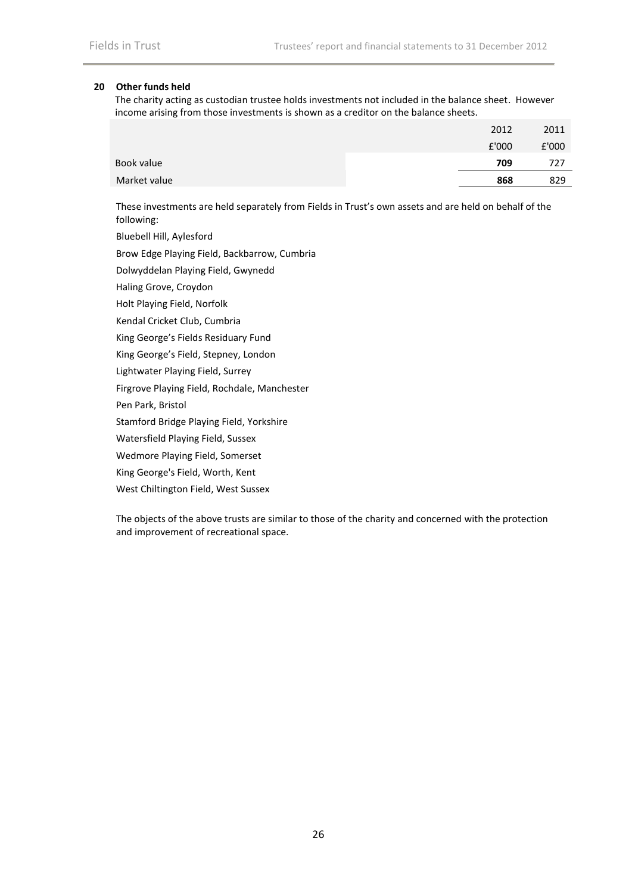## 20 Other funds held

The charity acting as custodian trustee holds investments not included in the balance sheet. However income arising from those investments is shown as a creditor on the balance sheets.

| | 2012 | 2011 |
|---|---|---|
| | £'000 | £'000 |
| Book value | **709** | 727 |
| Market value | **868** | 829 |

These investments are held separately from Fields in Trust's own assets and are held on behalf of the following:

Bluebell Hill, Aylesford

Brow Edge Playing Field, Backbarrow, Cumbria

Dolwyddelan Playing Field, Gwynedd

Haling Grove, Croydon

Holt Playing Field, Norfolk

Kendal Cricket Club, Cumbria

King George's Fields Residuary Fund

King George's Field, Stepney, London

Lightwater Playing Field, Surrey

Firgrove Playing Field, Rochdale, Manchester

Pen Park, Bristol

Stamford Bridge Playing Field, Yorkshire

Watersfield Playing Field, Sussex

Wedmore Playing Field, Somerset

King George's Field, Worth, Kent

West Chiltington Field, West Sussex

The objects of the above trusts are similar to those of the charity and concerned with the protection and improvement of recreational space.